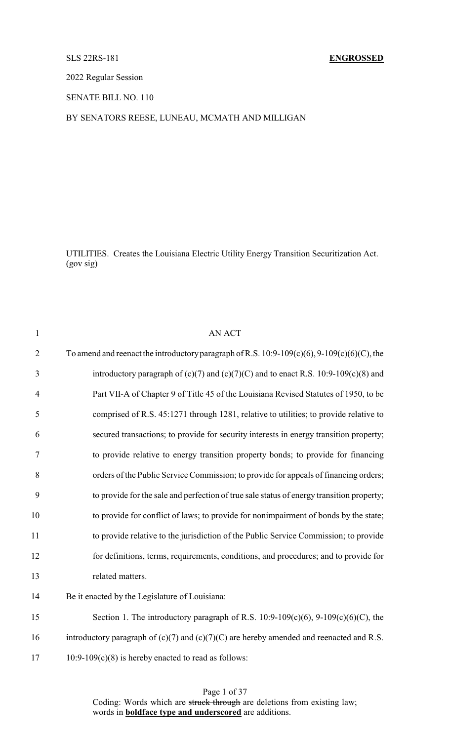SLS 22RS-181 **ENGROSSED**

2022 Regular Session

SENATE BILL NO. 110

BY SENATORS REESE, LUNEAU, MCMATH AND MILLIGAN

UTILITIES. Creates the Louisiana Electric Utility Energy Transition Securitization Act. (gov sig)

AN ACT

To amend and reenact the introductory paragraph of R.S. 10:9-109(c)(6), 9-109(c)(6)(C), the introductory paragraph of (c)(7) and (c)(7)(C) and to enact R.S. 10:9-109(c)(8) and Part VII-A of Chapter 9 of Title 45 of the Louisiana Revised Statutes of 1950, to be comprised of R.S. 45:1271 through 1281, relative to utilities; to provide relative to secured transactions; to provide for security interests in energy transition property; to provide relative to energy transition property bonds; to provide for financing orders of the Public Service Commission; to provide for appeals of financing orders; to provide for the sale and perfection of true sale status of energy transition property; to provide for conflict of laws; to provide for nonimpairment of bonds by the state; to provide relative to the jurisdiction of the Public Service Commission; to provide for definitions, terms, requirements, conditions, and procedures; and to provide for related matters.

Be it enacted by the Legislature of Louisiana:

Section 1. The introductory paragraph of R.S. 10:9-109(c)(6), 9-109(c)(6)(C), the introductory paragraph of (c)(7) and (c)(7)(C) are hereby amended and reenacted and R.S. 10:9-109(c)(8) is hereby enacted to read as follows:

Coding: Words which are ~~struck through~~ are deletions from existing law; words in **boldface type and underscored** are additions.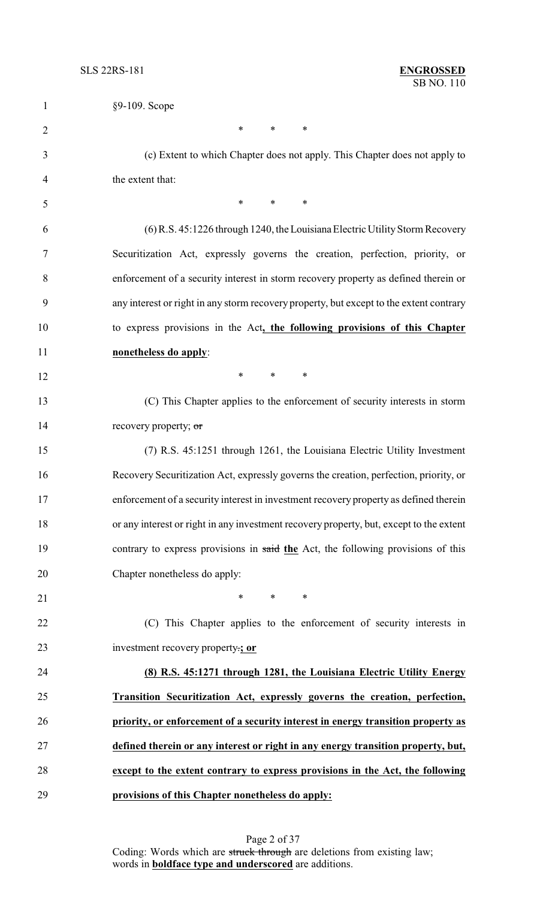§9-109. Scope

\* \* \*

(c) Extent to which Chapter does not apply. This Chapter does not apply to the extent that:

\* \* \*

(6) R.S. 45:1226 through 1240, the Louisiana Electric Utility Storm Recovery Securitization Act, expressly governs the creation, perfection, priority, or enforcement of a security interest in storm recovery property as defined therein or any interest or right in any storm recovery property, but except to the extent contrary to express provisions in the Act**, the following provisions of this Chapter nonetheless do apply**:

\* \* \*

(C) This Chapter applies to the enforcement of security interests in storm recovery property; ~~or~~

(7) R.S. 45:1251 through 1261, the Louisiana Electric Utility Investment Recovery Securitization Act, expressly governs the creation, perfection, priority, or enforcement of a security interest in investment recovery property as defined therein or any interest or right in any investment recovery property, but, except to the extent contrary to express provisions in ~~said~~ **the** Act, the following provisions of this Chapter nonetheless do apply:

\* \* \*

(C) This Chapter applies to the enforcement of security interests in investment recovery property~~.~~**; or**

**(8) R.S. 45:1271 through 1281, the Louisiana Electric Utility Energy Transition Securitization Act, expressly governs the creation, perfection, priority, or enforcement of a security interest in energy transition property as defined therein or any interest or right in any energy transition property, but, except to the extent contrary to express provisions in the Act, the following provisions of this Chapter nonetheless do apply:**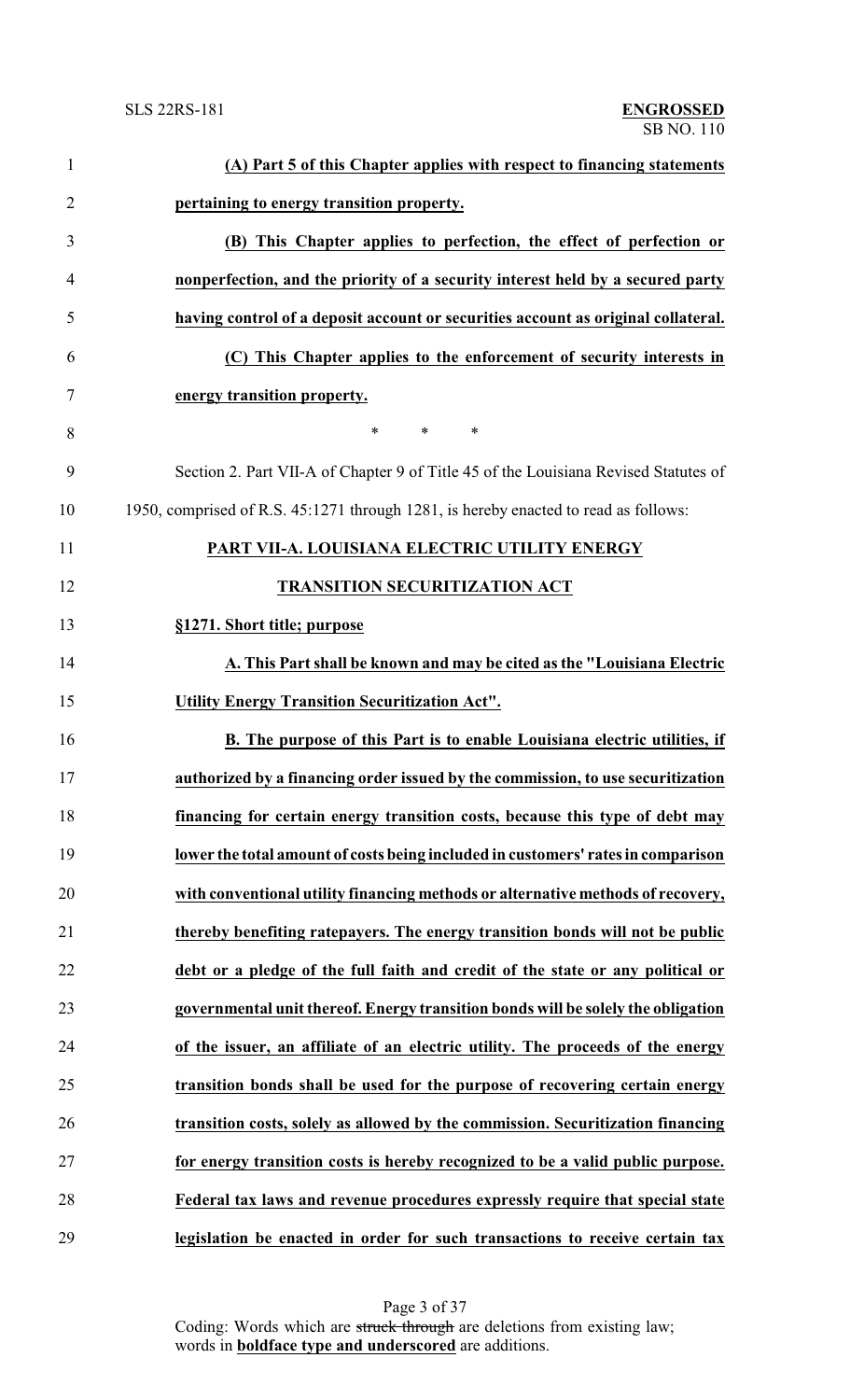**(A) Part 5 of this Chapter applies with respect to financing statements pertaining to energy transition property.**

**(B) This Chapter applies to perfection, the effect of perfection or nonperfection, and the priority of a security interest held by a secured party having control of a deposit account or securities account as original collateral.**

**(C) This Chapter applies to the enforcement of security interests in energy transition property.**

\* \* \*

Section 2. Part VII-A of Chapter 9 of Title 45 of the Louisiana Revised Statutes of 1950, comprised of R.S. 45:1271 through 1281, is hereby enacted to read as follows:

**PART VII-A. LOUISIANA ELECTRIC UTILITY ENERGY TRANSITION SECURITIZATION ACT**

**§1271. Short title; purpose**

**A. This Part shall be known and may be cited as the "Louisiana Electric Utility Energy Transition Securitization Act".**

**B. The purpose of this Part is to enable Louisiana electric utilities, if authorized by a financing order issued by the commission, to use securitization financing for certain energy transition costs, because this type of debt may lower the total amount of costs being included in customers' rates in comparison with conventional utility financing methods or alternative methods of recovery, thereby benefiting ratepayers. The energy transition bonds will not be public debt or a pledge of the full faith and credit of the state or any political or governmental unit thereof. Energy transition bonds will be solely the obligation of the issuer, an affiliate of an electric utility. The proceeds of the energy transition bonds shall be used for the purpose of recovering certain energy transition costs, solely as allowed by the commission. Securitization financing for energy transition costs is hereby recognized to be a valid public purpose. Federal tax laws and revenue procedures expressly require that special state legislation be enacted in order for such transactions to receive certain tax**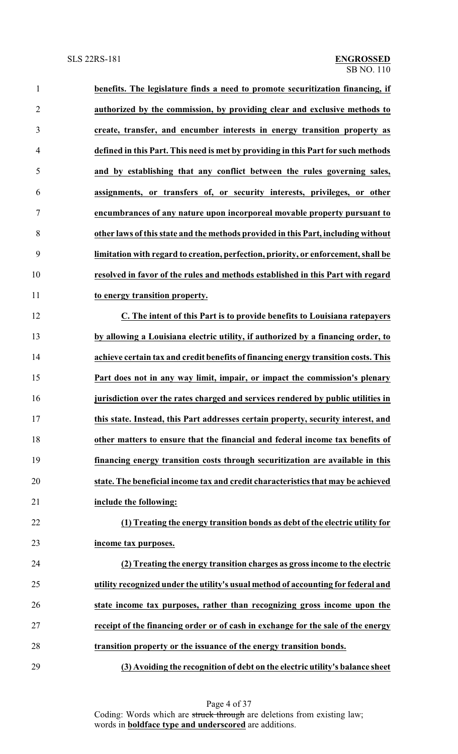**benefits. The legislature finds a need to promote securitization financing, if authorized by the commission, by providing clear and exclusive methods to create, transfer, and encumber interests in energy transition property as defined in this Part. This need is met by providing in this Part for such methods and by establishing that any conflict between the rules governing sales, assignments, or transfers of, or security interests, privileges, or other encumbrances of any nature upon incorporeal movable property pursuant to other laws of this state and the methods provided in this Part, including without limitation with regard to creation, perfection, priority, or enforcement, shall be resolved in favor of the rules and methods established in this Part with regard to energy transition property.**

**C. The intent of this Part is to provide benefits to Louisiana ratepayers by allowing a Louisiana electric utility, if authorized by a financing order, to achieve certain tax and credit benefits of financing energy transition costs. This Part does not in any way limit, impair, or impact the commission's plenary jurisdiction over the rates charged and services rendered by public utilities in this state. Instead, this Part addresses certain property, security interest, and other matters to ensure that the financial and federal income tax benefits of financing energy transition costs through securitization are available in this state. The beneficial income tax and credit characteristics that may be achieved include the following:**

**(1) Treating the energy transition bonds as debt of the electric utility for income tax purposes.**

**(2) Treating the energy transition charges as gross income to the electric utility recognized under the utility's usual method of accounting for federal and state income tax purposes, rather than recognizing gross income upon the receipt of the financing order or of cash in exchange for the sale of the energy transition property or the issuance of the energy transition bonds.**

**(3) Avoiding the recognition of debt on the electric utility's balance sheet**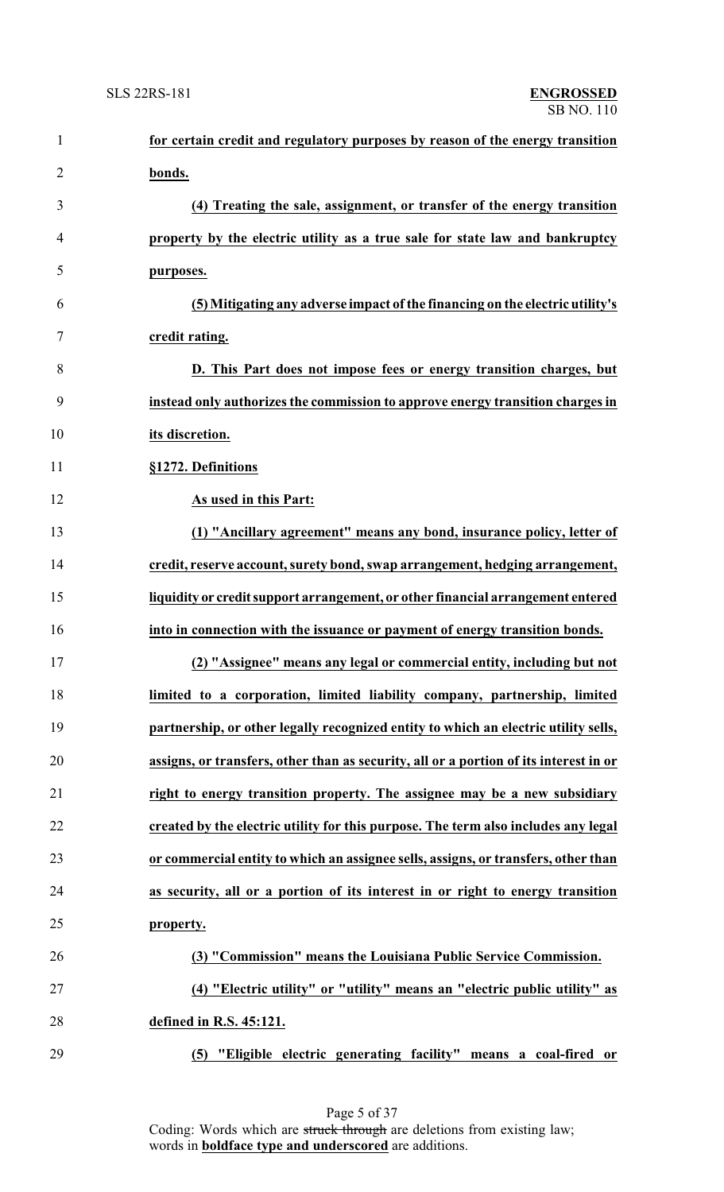**for certain credit and regulatory purposes by reason of the energy transition bonds.**

**(4) Treating the sale, assignment, or transfer of the energy transition property by the electric utility as a true sale for state law and bankruptcy purposes.**

**(5) Mitigating any adverse impact of the financing on the electric utility's credit rating.**

**D. This Part does not impose fees or energy transition charges, but instead only authorizes the commission to approve energy transition charges in its discretion.**

**§1272. Definitions**

**As used in this Part:**

**(1) "Ancillary agreement" means any bond, insurance policy, letter of credit, reserve account, surety bond, swap arrangement, hedging arrangement, liquidity or credit support arrangement, or other financial arrangement entered into in connection with the issuance or payment of energy transition bonds.**

**(2) "Assignee" means any legal or commercial entity, including but not limited to a corporation, limited liability company, partnership, limited partnership, or other legally recognized entity to which an electric utility sells, assigns, or transfers, other than as security, all or a portion of its interest in or right to energy transition property. The assignee may be a new subsidiary created by the electric utility for this purpose. The term also includes any legal or commercial entity to which an assignee sells, assigns, or transfers, other than as security, all or a portion of its interest in or right to energy transition property.**

**(3) "Commission" means the Louisiana Public Service Commission.**

**(4) "Electric utility" or "utility" means an "electric public utility" as defined in R.S. 45:121.**

**(5) "Eligible electric generating facility" means a coal-fired or**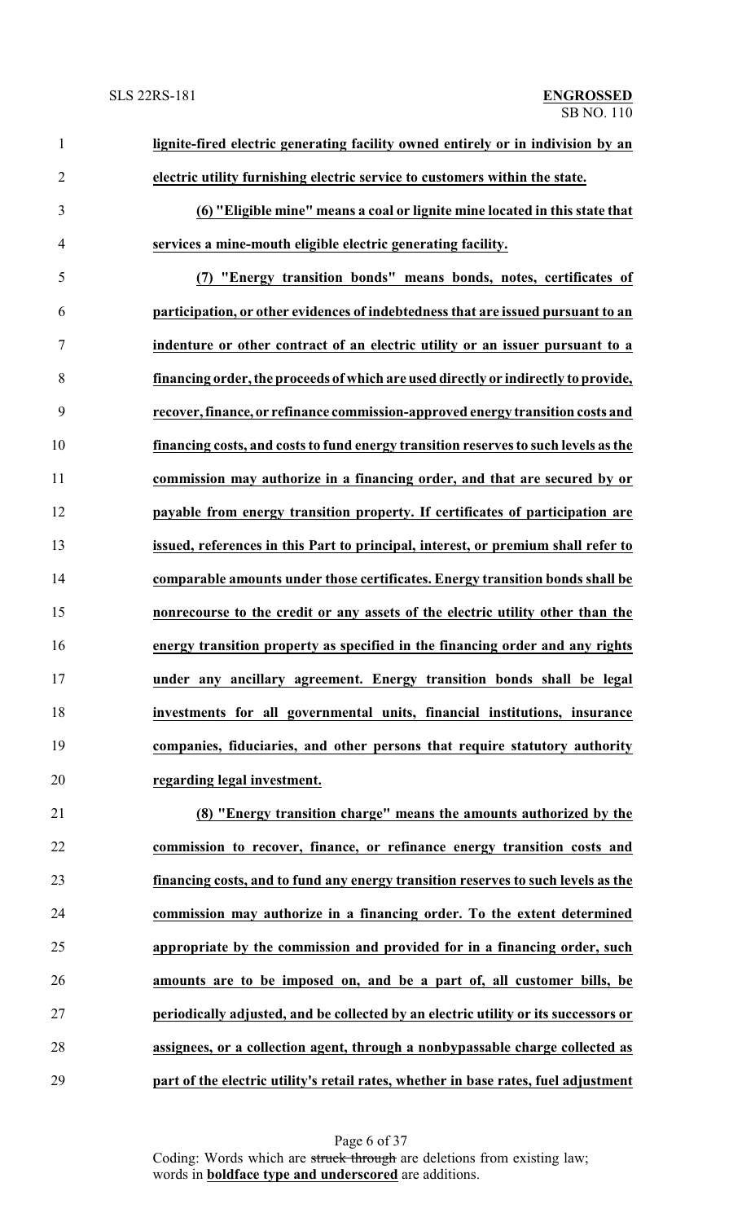**lignite-fired electric generating facility owned entirely or in indivision by an electric utility furnishing electric service to customers within the state.**

**(6) "Eligible mine" means a coal or lignite mine located in this state that services a mine-mouth eligible electric generating facility.**

**(7) "Energy transition bonds" means bonds, notes, certificates of participation, or other evidences of indebtedness that are issued pursuant to an indenture or other contract of an electric utility or an issuer pursuant to a financing order, the proceeds of which are used directly or indirectly to provide, recover, finance, or refinance commission-approved energy transition costs and financing costs, and costs to fund energy transition reserves to such levels as the commission may authorize in a financing order, and that are secured by or payable from energy transition property. If certificates of participation are issued, references in this Part to principal, interest, or premium shall refer to comparable amounts under those certificates. Energy transition bonds shall be nonrecourse to the credit or any assets of the electric utility other than the energy transition property as specified in the financing order and any rights under any ancillary agreement. Energy transition bonds shall be legal investments for all governmental units, financial institutions, insurance companies, fiduciaries, and other persons that require statutory authority regarding legal investment.**

**(8) "Energy transition charge" means the amounts authorized by the commission to recover, finance, or refinance energy transition costs and financing costs, and to fund any energy transition reserves to such levels as the commission may authorize in a financing order. To the extent determined appropriate by the commission and provided for in a financing order, such amounts are to be imposed on, and be a part of, all customer bills, be periodically adjusted, and be collected by an electric utility or its successors or assignees, or a collection agent, through a nonbypassable charge collected as part of the electric utility's retail rates, whether in base rates, fuel adjustment**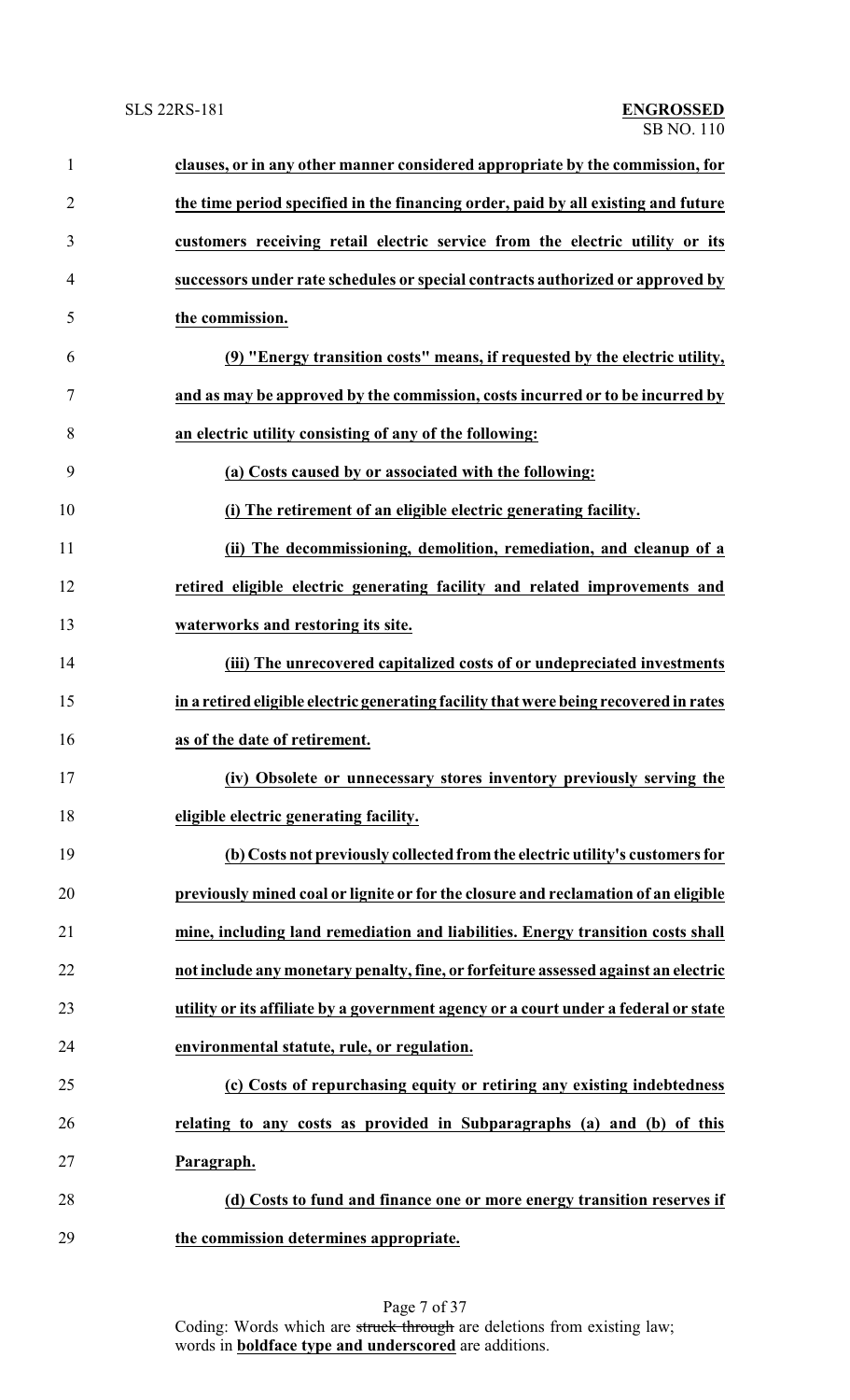**clauses, or in any other manner considered appropriate by the commission, for the time period specified in the financing order, paid by all existing and future customers receiving retail electric service from the electric utility or its successors under rate schedules or special contracts authorized or approved by the commission.**

**(9) "Energy transition costs" means, if requested by the electric utility, and as may be approved by the commission, costs incurred or to be incurred by an electric utility consisting of any of the following:**

**(a) Costs caused by or associated with the following:**

**(i) The retirement of an eligible electric generating facility.**

**(ii) The decommissioning, demolition, remediation, and cleanup of a retired eligible electric generating facility and related improvements and waterworks and restoring its site.**

**(iii) The unrecovered capitalized costs of or undepreciated investments in a retired eligible electric generating facility that were being recovered in rates as of the date of retirement.**

**(iv) Obsolete or unnecessary stores inventory previously serving the eligible electric generating facility.**

**(b) Costs not previously collected from the electric utility's customers for previously mined coal or lignite or for the closure and reclamation of an eligible mine, including land remediation and liabilities. Energy transition costs shall not include any monetary penalty, fine, or forfeiture assessed against an electric utility or its affiliate by a government agency or a court under a federal or state environmental statute, rule, or regulation.**

**(c) Costs of repurchasing equity or retiring any existing indebtedness relating to any costs as provided in Subparagraphs (a) and (b) of this Paragraph.**

**(d) Costs to fund and finance one or more energy transition reserves if the commission determines appropriate.**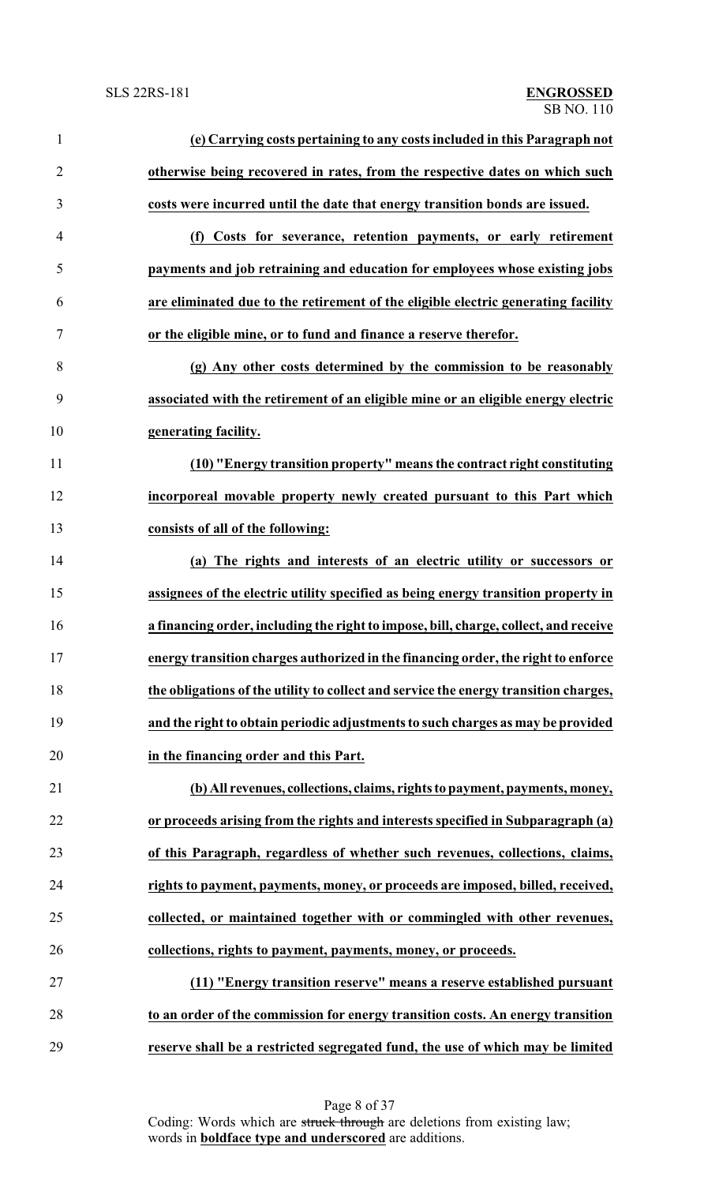**(e) Carrying costs pertaining to any costs included in this Paragraph not otherwise being recovered in rates, from the respective dates on which such costs were incurred until the date that energy transition bonds are issued.**

**(f) Costs for severance, retention payments, or early retirement payments and job retraining and education for employees whose existing jobs are eliminated due to the retirement of the eligible electric generating facility or the eligible mine, or to fund and finance a reserve therefor.**

**(g) Any other costs determined by the commission to be reasonably associated with the retirement of an eligible mine or an eligible energy electric generating facility.**

**(10) "Energy transition property" means the contract right constituting incorporeal movable property newly created pursuant to this Part which consists of all of the following:**

**(a) The rights and interests of an electric utility or successors or assignees of the electric utility specified as being energy transition property in a financing order, including the right to impose, bill, charge, collect, and receive energy transition charges authorized in the financing order, the right to enforce the obligations of the utility to collect and service the energy transition charges, and the right to obtain periodic adjustments to such charges as may be provided in the financing order and this Part.**

**(b) All revenues, collections, claims, rights to payment, payments, money, or proceeds arising from the rights and interests specified in Subparagraph (a) of this Paragraph, regardless of whether such revenues, collections, claims, rights to payment, payments, money, or proceeds are imposed, billed, received, collected, or maintained together with or commingled with other revenues, collections, rights to payment, payments, money, or proceeds.**

**(11) "Energy transition reserve" means a reserve established pursuant to an order of the commission for energy transition costs. An energy transition reserve shall be a restricted segregated fund, the use of which may be limited**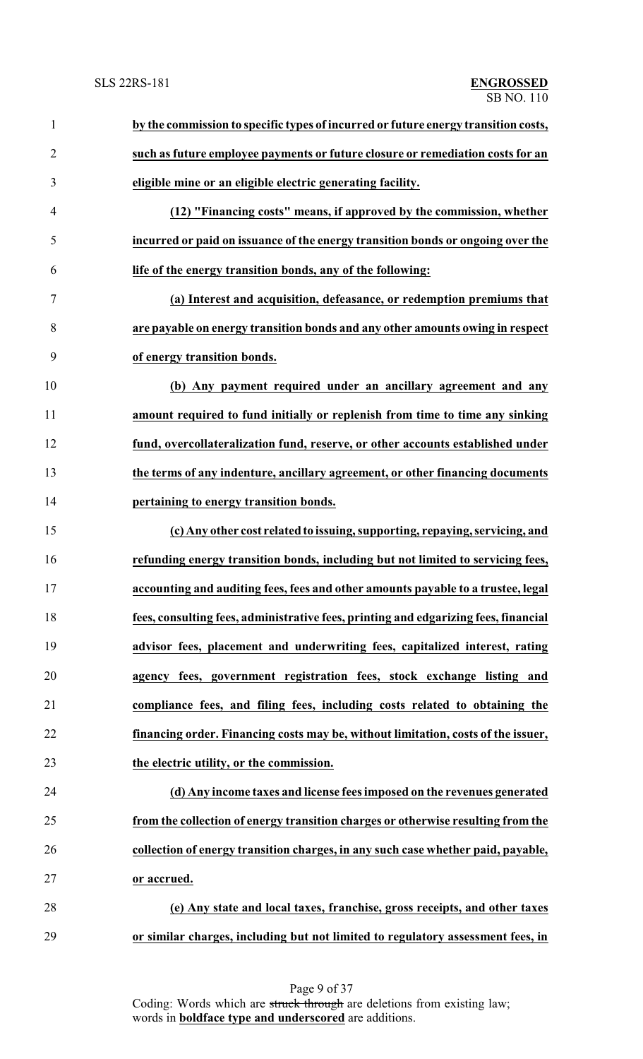**by the commission to specific types of incurred or future energy transition costs, such as future employee payments or future closure or remediation costs for an eligible mine or an eligible electric generating facility.**

**(12) "Financing costs" means, if approved by the commission, whether incurred or paid on issuance of the energy transition bonds or ongoing over the life of the energy transition bonds, any of the following:**

**(a) Interest and acquisition, defeasance, or redemption premiums that are payable on energy transition bonds and any other amounts owing in respect of energy transition bonds.**

**(b) Any payment required under an ancillary agreement and any amount required to fund initially or replenish from time to time any sinking fund, overcollateralization fund, reserve, or other accounts established under the terms of any indenture, ancillary agreement, or other financing documents pertaining to energy transition bonds.**

**(c) Any other cost related to issuing, supporting, repaying, servicing, and refunding energy transition bonds, including but not limited to servicing fees, accounting and auditing fees, fees and other amounts payable to a trustee, legal fees, consulting fees, administrative fees, printing and edgarizing fees, financial advisor fees, placement and underwriting fees, capitalized interest, rating agency fees, government registration fees, stock exchange listing and compliance fees, and filing fees, including costs related to obtaining the financing order. Financing costs may be, without limitation, costs of the issuer, the electric utility, or the commission.**

**(d) Any income taxes and license fees imposed on the revenues generated from the collection of energy transition charges or otherwise resulting from the collection of energy transition charges, in any such case whether paid, payable, or accrued.**

**(e) Any state and local taxes, franchise, gross receipts, and other taxes or similar charges, including but not limited to regulatory assessment fees, in**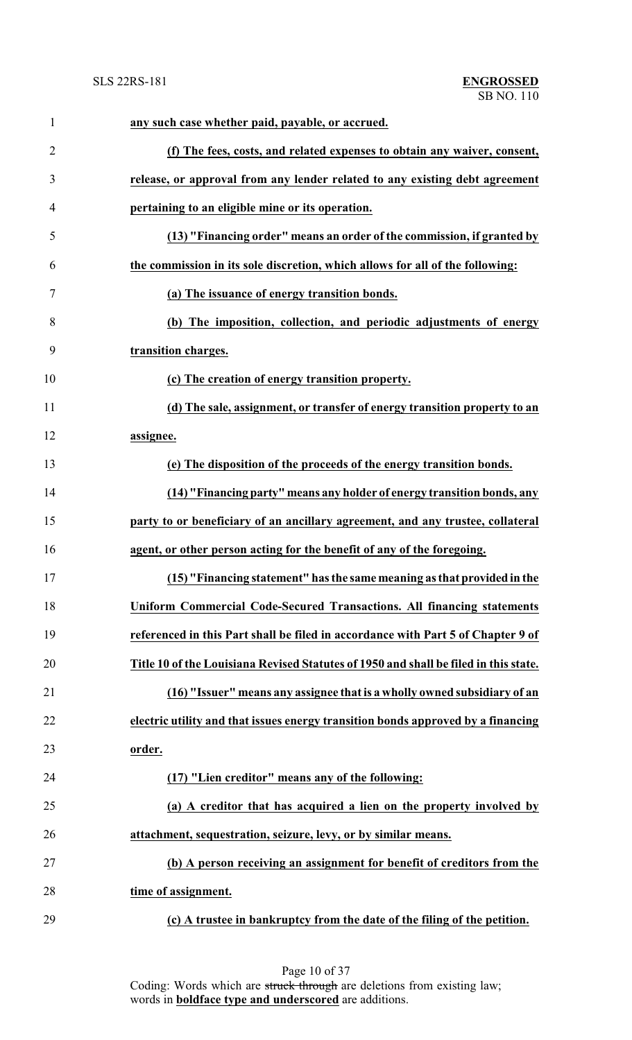**any such case whether paid, payable, or accrued.**

**(f) The fees, costs, and related expenses to obtain any waiver, consent, release, or approval from any lender related to any existing debt agreement pertaining to an eligible mine or its operation.**

**(13) "Financing order" means an order of the commission, if granted by the commission in its sole discretion, which allows for all of the following:**

**(a) The issuance of energy transition bonds.**

**(b) The imposition, collection, and periodic adjustments of energy transition charges.**

**(c) The creation of energy transition property.**

**(d) The sale, assignment, or transfer of energy transition property to an assignee.**

**(e) The disposition of the proceeds of the energy transition bonds.**

**(14) "Financing party" means any holder of energy transition bonds, any party to or beneficiary of an ancillary agreement, and any trustee, collateral agent, or other person acting for the benefit of any of the foregoing.**

**(15) "Financing statement" has the same meaning as that provided in the Uniform Commercial Code-Secured Transactions. All financing statements referenced in this Part shall be filed in accordance with Part 5 of Chapter 9 of Title 10 of the Louisiana Revised Statutes of 1950 and shall be filed in this state.**

**(16) "Issuer" means any assignee that is a wholly owned subsidiary of an electric utility and that issues energy transition bonds approved by a financing order.**

**(17) "Lien creditor" means any of the following:**

**(a) A creditor that has acquired a lien on the property involved by attachment, sequestration, seizure, levy, or by similar means.**

**(b) A person receiving an assignment for benefit of creditors from the time of assignment.**

**(c) A trustee in bankruptcy from the date of the filing of the petition.**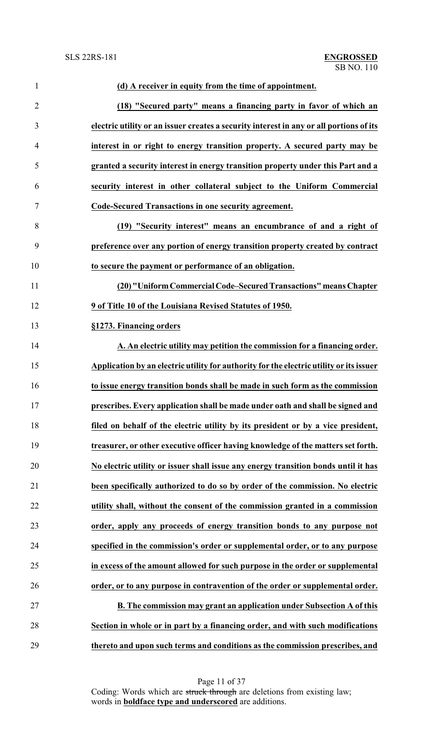**(d) A receiver in equity from the time of appointment.**

**(18) "Secured party" means a financing party in favor of which an electric utility or an issuer creates a security interest in any or all portions of its interest in or right to energy transition property. A secured party may be granted a security interest in energy transition property under this Part and a security interest in other collateral subject to the Uniform Commercial Code-Secured Transactions in one security agreement.**

**(19) "Security interest" means an encumbrance of and a right of preference over any portion of energy transition property created by contract to secure the payment or performance of an obligation.**

**(20) "Uniform Commercial Code–Secured Transactions" means Chapter 9 of Title 10 of the Louisiana Revised Statutes of 1950.**

**§1273. Financing orders**

**A. An electric utility may petition the commission for a financing order. Application by an electric utility for authority for the electric utility or its issuer to issue energy transition bonds shall be made in such form as the commission prescribes. Every application shall be made under oath and shall be signed and filed on behalf of the electric utility by its president or by a vice president, treasurer, or other executive officer having knowledge of the matters set forth. No electric utility or issuer shall issue any energy transition bonds until it has been specifically authorized to do so by order of the commission. No electric utility shall, without the consent of the commission granted in a commission order, apply any proceeds of energy transition bonds to any purpose not specified in the commission's order or supplemental order, or to any purpose in excess of the amount allowed for such purpose in the order or supplemental order, or to any purpose in contravention of the order or supplemental order.**

**B. The commission may grant an application under Subsection A of this Section in whole or in part by a financing order, and with such modifications thereto and upon such terms and conditions as the commission prescribes, and**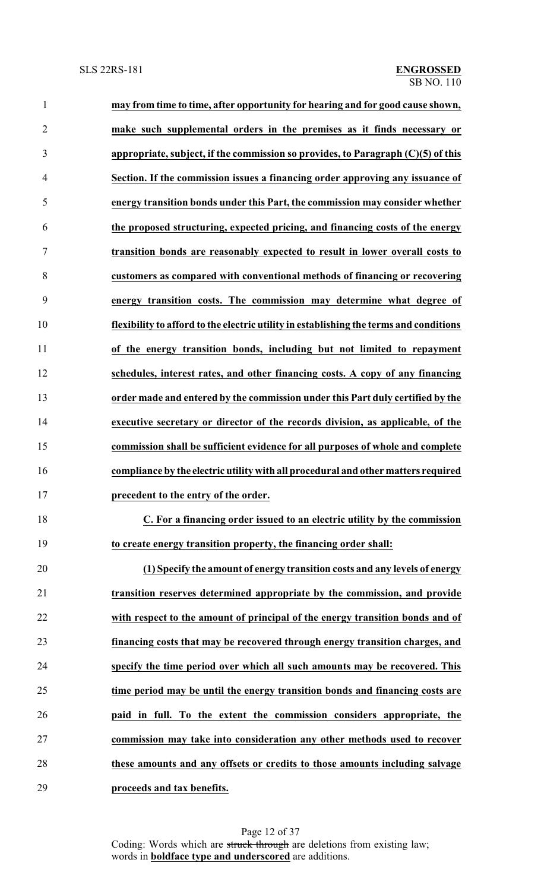**may from time to time, after opportunity for hearing and for good cause shown, make such supplemental orders in the premises as it finds necessary or appropriate, subject, if the commission so provides, to Paragraph (C)(5) of this Section. If the commission issues a financing order approving any issuance of energy transition bonds under this Part, the commission may consider whether the proposed structuring, expected pricing, and financing costs of the energy transition bonds are reasonably expected to result in lower overall costs to customers as compared with conventional methods of financing or recovering energy transition costs. The commission may determine what degree of flexibility to afford to the electric utility in establishing the terms and conditions of the energy transition bonds, including but not limited to repayment schedules, interest rates, and other financing costs. A copy of any financing order made and entered by the commission under this Part duly certified by the executive secretary or director of the records division, as applicable, of the commission shall be sufficient evidence for all purposes of whole and complete compliance by the electric utility with all procedural and other matters required precedent to the entry of the order.**

**C. For a financing order issued to an electric utility by the commission to create energy transition property, the financing order shall:**

**(1) Specify the amount of energy transition costs and any levels of energy transition reserves determined appropriate by the commission, and provide with respect to the amount of principal of the energy transition bonds and of financing costs that may be recovered through energy transition charges, and specify the time period over which all such amounts may be recovered. This time period may be until the energy transition bonds and financing costs are paid in full. To the extent the commission considers appropriate, the commission may take into consideration any other methods used to recover these amounts and any offsets or credits to those amounts including salvage proceeds and tax benefits.**

Coding: Words which are ~~struck through~~ are deletions from existing law; words in **boldface type and underscored** are additions.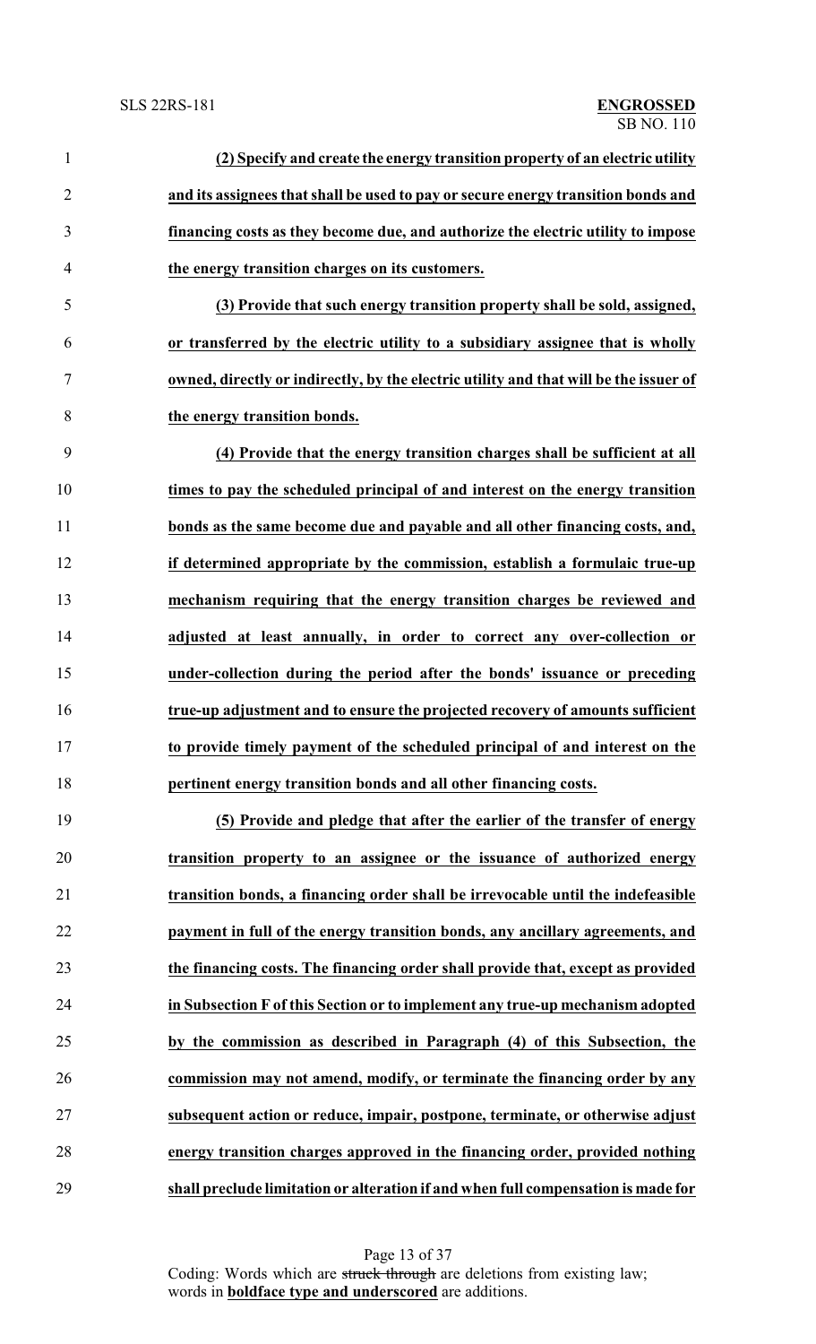**(2) Specify and create the energy transition property of an electric utility and its assignees that shall be used to pay or secure energy transition bonds and financing costs as they become due, and authorize the electric utility to impose the energy transition charges on its customers.**

**(3) Provide that such energy transition property shall be sold, assigned, or transferred by the electric utility to a subsidiary assignee that is wholly owned, directly or indirectly, by the electric utility and that will be the issuer of the energy transition bonds.**

**(4) Provide that the energy transition charges shall be sufficient at all times to pay the scheduled principal of and interest on the energy transition bonds as the same become due and payable and all other financing costs, and, if determined appropriate by the commission, establish a formulaic true-up mechanism requiring that the energy transition charges be reviewed and adjusted at least annually, in order to correct any over-collection or under-collection during the period after the bonds' issuance or preceding true-up adjustment and to ensure the projected recovery of amounts sufficient to provide timely payment of the scheduled principal of and interest on the pertinent energy transition bonds and all other financing costs.**

**(5) Provide and pledge that after the earlier of the transfer of energy transition property to an assignee or the issuance of authorized energy transition bonds, a financing order shall be irrevocable until the indefeasible payment in full of the energy transition bonds, any ancillary agreements, and the financing costs. The financing order shall provide that, except as provided in Subsection F of this Section or to implement any true-up mechanism adopted by the commission as described in Paragraph (4) of this Subsection, the commission may not amend, modify, or terminate the financing order by any subsequent action or reduce, impair, postpone, terminate, or otherwise adjust energy transition charges approved in the financing order, provided nothing shall preclude limitation or alteration if and when full compensation is made for**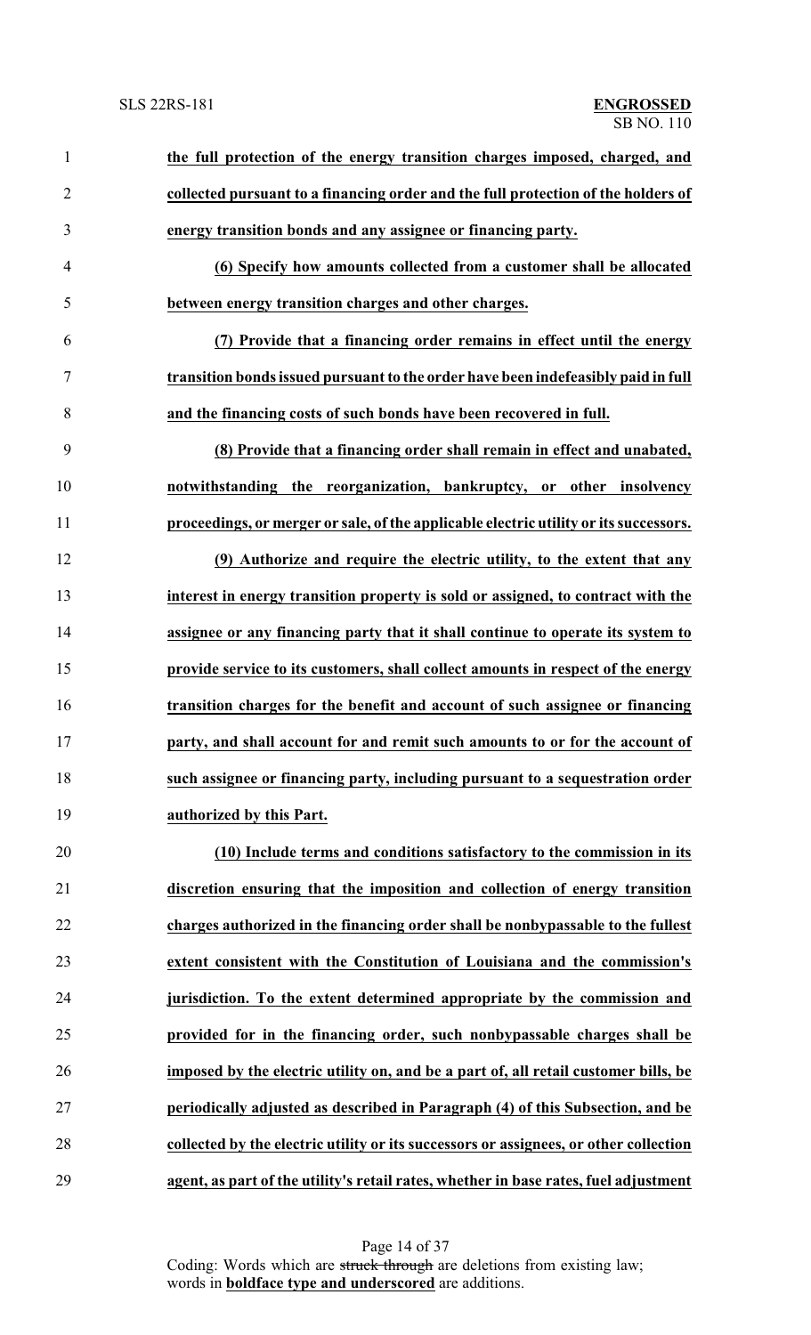**the full protection of the energy transition charges imposed, charged, and collected pursuant to a financing order and the full protection of the holders of energy transition bonds and any assignee or financing party.**

**(6) Specify how amounts collected from a customer shall be allocated between energy transition charges and other charges.**

**(7) Provide that a financing order remains in effect until the energy transition bonds issued pursuant to the order have been indefeasibly paid in full and the financing costs of such bonds have been recovered in full.**

**(8) Provide that a financing order shall remain in effect and unabated, notwithstanding the reorganization, bankruptcy, or other insolvency proceedings, or merger or sale, of the applicable electric utility or its successors.**

**(9) Authorize and require the electric utility, to the extent that any interest in energy transition property is sold or assigned, to contract with the assignee or any financing party that it shall continue to operate its system to provide service to its customers, shall collect amounts in respect of the energy transition charges for the benefit and account of such assignee or financing party, and shall account for and remit such amounts to or for the account of such assignee or financing party, including pursuant to a sequestration order authorized by this Part.**

**(10) Include terms and conditions satisfactory to the commission in its discretion ensuring that the imposition and collection of energy transition charges authorized in the financing order shall be nonbypassable to the fullest extent consistent with the Constitution of Louisiana and the commission's jurisdiction. To the extent determined appropriate by the commission and provided for in the financing order, such nonbypassable charges shall be imposed by the electric utility on, and be a part of, all retail customer bills, be periodically adjusted as described in Paragraph (4) of this Subsection, and be collected by the electric utility or its successors or assignees, or other collection agent, as part of the utility's retail rates, whether in base rates, fuel adjustment**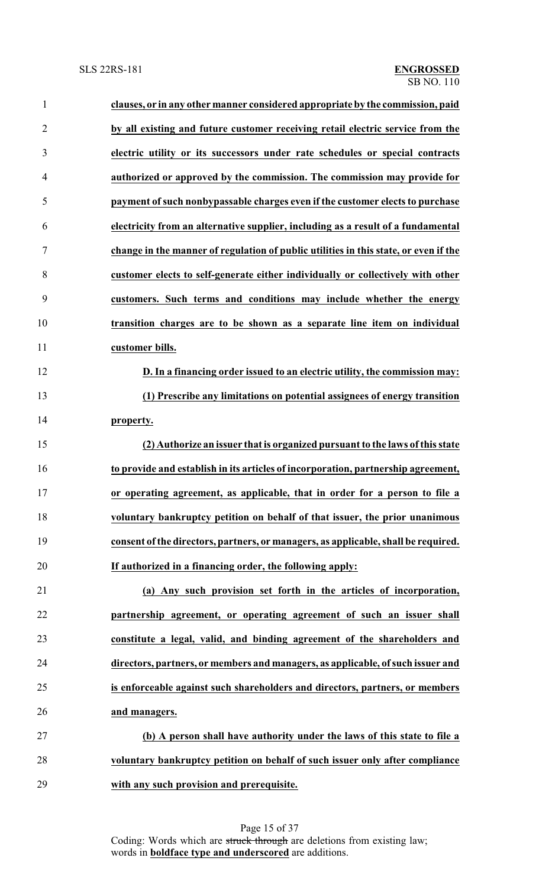**clauses, or in any other manner considered appropriate by the commission, paid by all existing and future customer receiving retail electric service from the electric utility or its successors under rate schedules or special contracts authorized or approved by the commission. The commission may provide for payment of such nonbypassable charges even if the customer elects to purchase electricity from an alternative supplier, including as a result of a fundamental change in the manner of regulation of public utilities in this state, or even if the customer elects to self-generate either individually or collectively with other customers. Such terms and conditions may include whether the energy transition charges are to be shown as a separate line item on individual customer bills.**

**D. In a financing order issued to an electric utility, the commission may:**

**(1) Prescribe any limitations on potential assignees of energy transition property.**

**(2) Authorize an issuer that is organized pursuant to the laws of this state to provide and establish in its articles of incorporation, partnership agreement, or operating agreement, as applicable, that in order for a person to file a voluntary bankruptcy petition on behalf of that issuer, the prior unanimous consent of the directors, partners, or managers, as applicable, shall be required. If authorized in a financing order, the following apply:**

**(a) Any such provision set forth in the articles of incorporation, partnership agreement, or operating agreement of such an issuer shall constitute a legal, valid, and binding agreement of the shareholders and directors, partners, or members and managers, as applicable, of such issuer and is enforceable against such shareholders and directors, partners, or members and managers.**

**(b) A person shall have authority under the laws of this state to file a voluntary bankruptcy petition on behalf of such issuer only after compliance with any such provision and prerequisite.**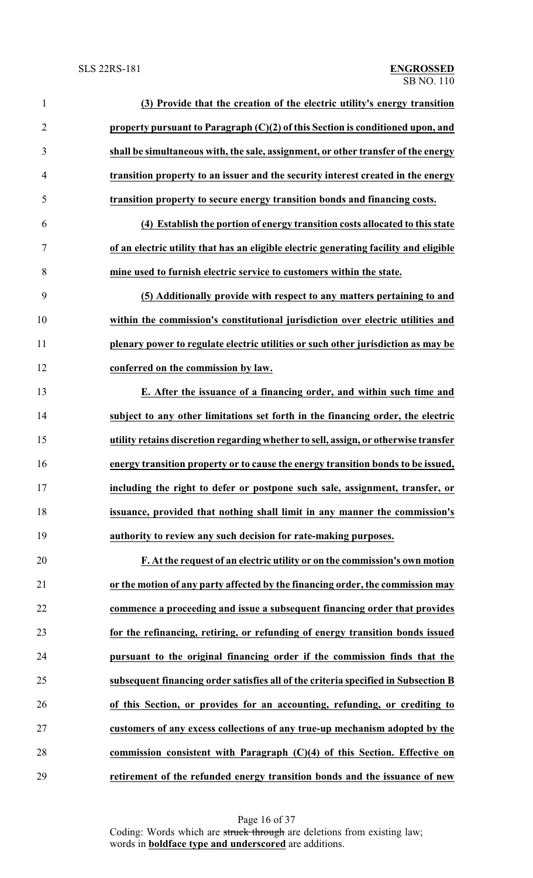**(3) Provide that the creation of the electric utility's energy transition property pursuant to Paragraph (C)(2) of this Section is conditioned upon, and shall be simultaneous with, the sale, assignment, or other transfer of the energy transition property to an issuer and the security interest created in the energy transition property to secure energy transition bonds and financing costs.**

**(4) Establish the portion of energy transition costs allocated to this state of an electric utility that has an eligible electric generating facility and eligible mine used to furnish electric service to customers within the state.**

**(5) Additionally provide with respect to any matters pertaining to and within the commission's constitutional jurisdiction over electric utilities and plenary power to regulate electric utilities or such other jurisdiction as may be conferred on the commission by law.**

**E. After the issuance of a financing order, and within such time and subject to any other limitations set forth in the financing order, the electric utility retains discretion regarding whether to sell, assign, or otherwise transfer energy transition property or to cause the energy transition bonds to be issued, including the right to defer or postpone such sale, assignment, transfer, or issuance, provided that nothing shall limit in any manner the commission's authority to review any such decision for rate-making purposes.**

**F. At the request of an electric utility or on the commission's own motion or the motion of any party affected by the financing order, the commission may commence a proceeding and issue a subsequent financing order that provides for the refinancing, retiring, or refunding of energy transition bonds issued pursuant to the original financing order if the commission finds that the subsequent financing order satisfies all of the criteria specified in Subsection B of this Section, or provides for an accounting, refunding, or crediting to customers of any excess collections of any true-up mechanism adopted by the commission consistent with Paragraph (C)(4) of this Section. Effective on retirement of the refunded energy transition bonds and the issuance of new**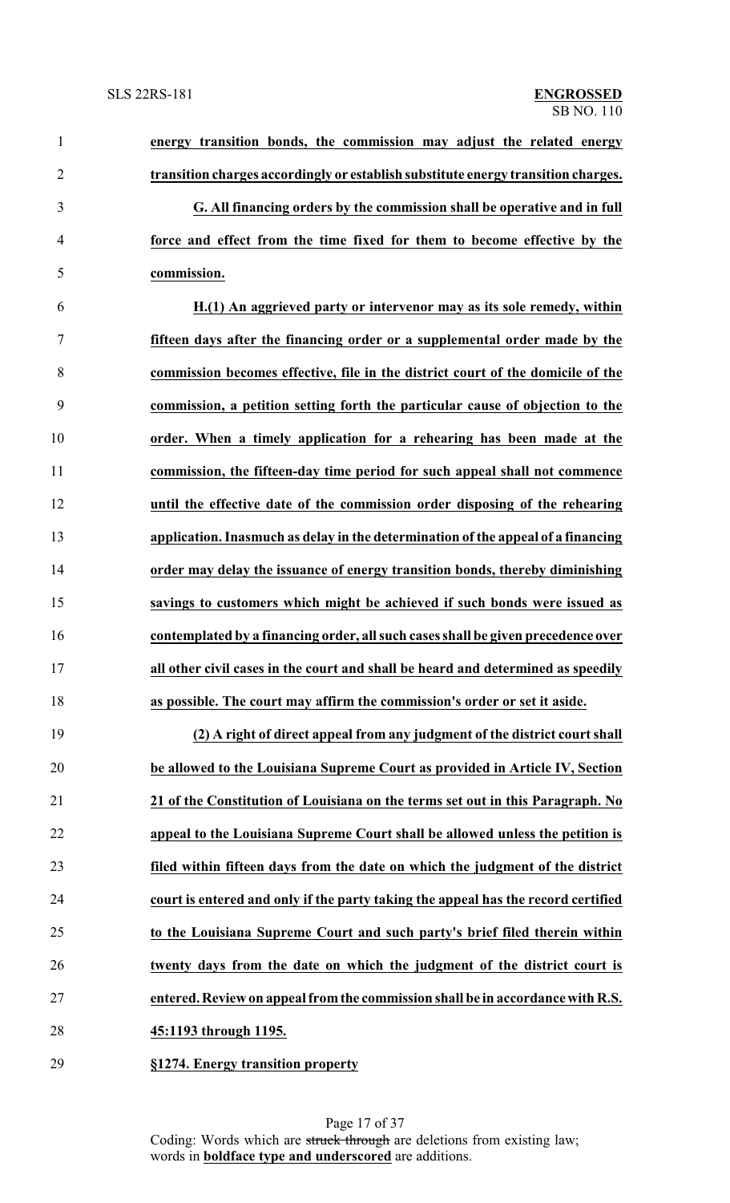**energy transition bonds, the commission may adjust the related energy transition charges accordingly or establish substitute energy transition charges.**

**G. All financing orders by the commission shall be operative and in full force and effect from the time fixed for them to become effective by the commission.**

**H.(1) An aggrieved party or intervenor may as its sole remedy, within fifteen days after the financing order or a supplemental order made by the commission becomes effective, file in the district court of the domicile of the commission, a petition setting forth the particular cause of objection to the order. When a timely application for a rehearing has been made at the commission, the fifteen-day time period for such appeal shall not commence until the effective date of the commission order disposing of the rehearing application. Inasmuch as delay in the determination of the appeal of a financing order may delay the issuance of energy transition bonds, thereby diminishing savings to customers which might be achieved if such bonds were issued as contemplated by a financing order, all such cases shall be given precedence over all other civil cases in the court and shall be heard and determined as speedily as possible. The court may affirm the commission's order or set it aside.**

**(2) A right of direct appeal from any judgment of the district court shall be allowed to the Louisiana Supreme Court as provided in Article IV, Section 21 of the Constitution of Louisiana on the terms set out in this Paragraph. No appeal to the Louisiana Supreme Court shall be allowed unless the petition is filed within fifteen days from the date on which the judgment of the district court is entered and only if the party taking the appeal has the record certified to the Louisiana Supreme Court and such party's brief filed therein within twenty days from the date on which the judgment of the district court is entered. Review on appeal from the commission shall be in accordance with R.S. 45:1193 through 1195.**

**§1274. Energy transition property**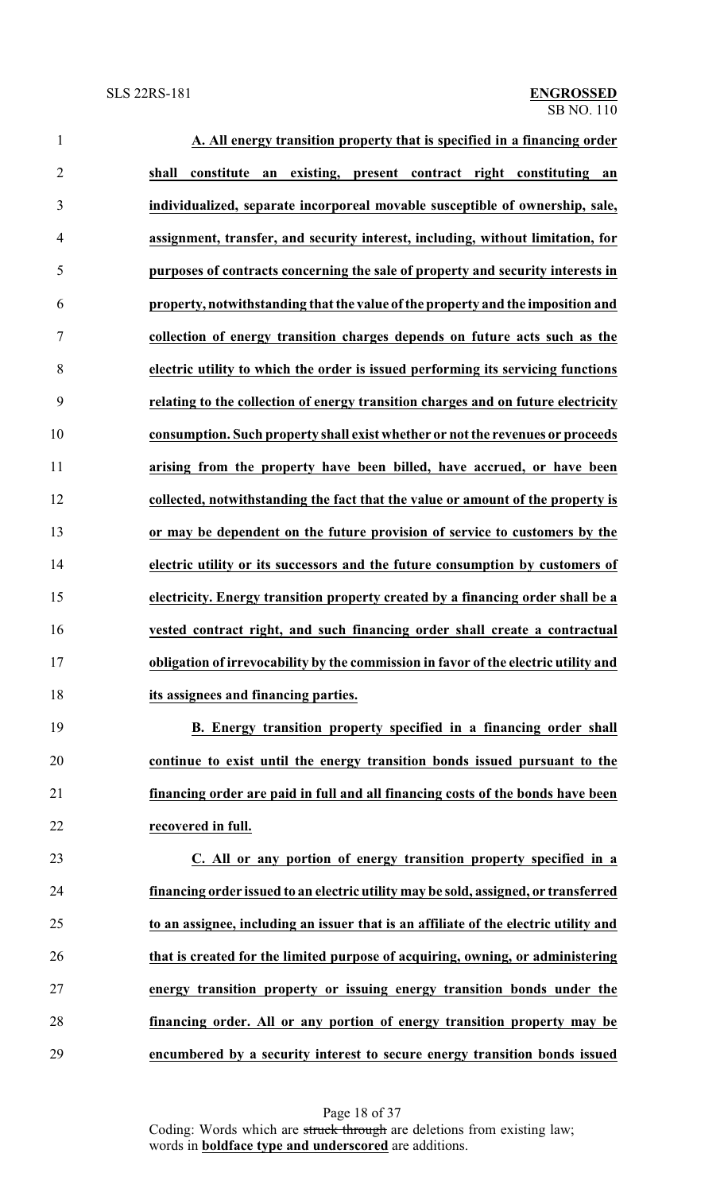**A. All energy transition property that is specified in a financing order shall constitute an existing, present contract right constituting an individualized, separate incorporeal movable susceptible of ownership, sale, assignment, transfer, and security interest, including, without limitation, for purposes of contracts concerning the sale of property and security interests in property, notwithstanding that the value of the property and the imposition and collection of energy transition charges depends on future acts such as the electric utility to which the order is issued performing its servicing functions relating to the collection of energy transition charges and on future electricity consumption. Such property shall exist whether or not the revenues or proceeds arising from the property have been billed, have accrued, or have been collected, notwithstanding the fact that the value or amount of the property is or may be dependent on the future provision of service to customers by the electric utility or its successors and the future consumption by customers of electricity. Energy transition property created by a financing order shall be a vested contract right, and such financing order shall create a contractual obligation of irrevocability by the commission in favor of the electric utility and its assignees and financing parties.**

**B. Energy transition property specified in a financing order shall continue to exist until the energy transition bonds issued pursuant to the financing order are paid in full and all financing costs of the bonds have been recovered in full.**

**C. All or any portion of energy transition property specified in a financing order issued to an electric utility may be sold, assigned, or transferred to an assignee, including an issuer that is an affiliate of the electric utility and that is created for the limited purpose of acquiring, owning, or administering energy transition property or issuing energy transition bonds under the financing order. All or any portion of energy transition property may be encumbered by a security interest to secure energy transition bonds issued**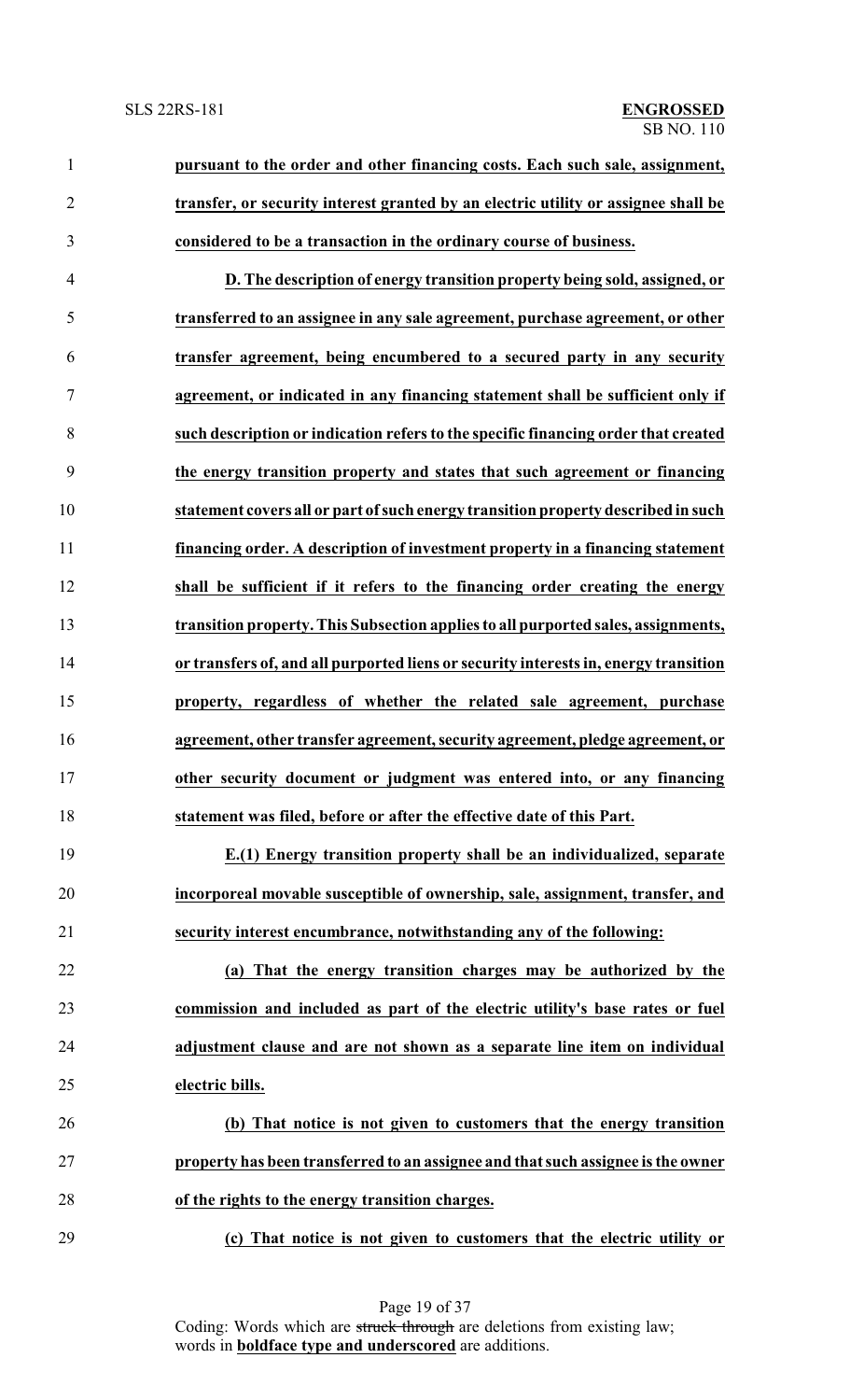**pursuant to the order and other financing costs. Each such sale, assignment, transfer, or security interest granted by an electric utility or assignee shall be considered to be a transaction in the ordinary course of business.**

**D. The description of energy transition property being sold, assigned, or transferred to an assignee in any sale agreement, purchase agreement, or other transfer agreement, being encumbered to a secured party in any security agreement, or indicated in any financing statement shall be sufficient only if such description or indication refers to the specific financing order that created the energy transition property and states that such agreement or financing statement covers all or part of such energy transition property described in such financing order. A description of investment property in a financing statement shall be sufficient if it refers to the financing order creating the energy transition property. This Subsection applies to all purported sales, assignments, or transfers of, and all purported liens or security interests in, energy transition property, regardless of whether the related sale agreement, purchase agreement, other transfer agreement, security agreement, pledge agreement, or other security document or judgment was entered into, or any financing statement was filed, before or after the effective date of this Part.**

**E.(1) Energy transition property shall be an individualized, separate incorporeal movable susceptible of ownership, sale, assignment, transfer, and security interest encumbrance, notwithstanding any of the following:**

**(a) That the energy transition charges may be authorized by the commission and included as part of the electric utility's base rates or fuel adjustment clause and are not shown as a separate line item on individual electric bills.**

**(b) That notice is not given to customers that the energy transition property has been transferred to an assignee and that such assignee is the owner of the rights to the energy transition charges.**

**(c) That notice is not given to customers that the electric utility or**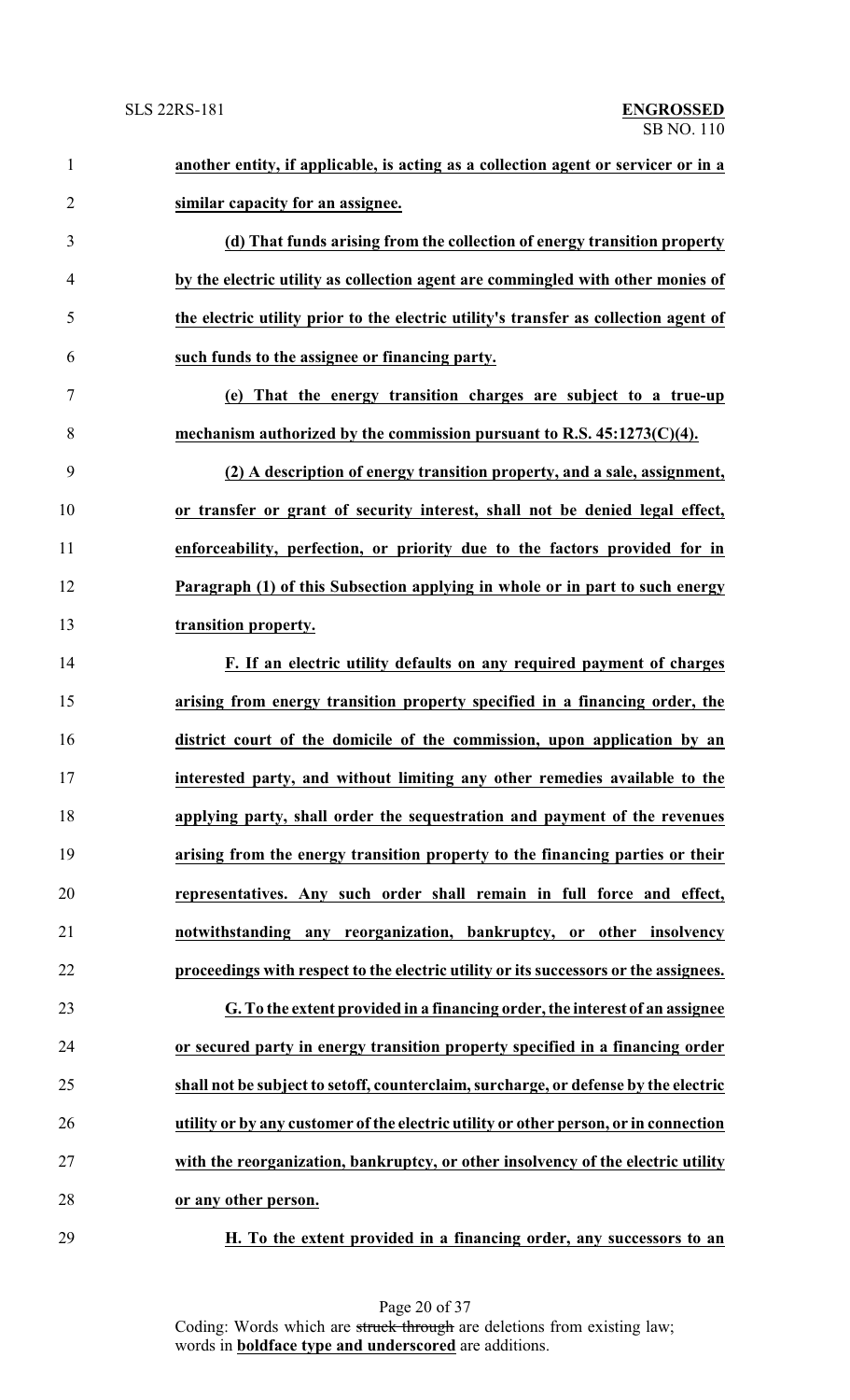**another entity, if applicable, is acting as a collection agent or servicer or in a similar capacity for an assignee.**

**(d) That funds arising from the collection of energy transition property by the electric utility as collection agent are commingled with other monies of the electric utility prior to the electric utility's transfer as collection agent of such funds to the assignee or financing party.**

**(e) That the energy transition charges are subject to a true-up mechanism authorized by the commission pursuant to R.S. 45:1273(C)(4).**

**(2) A description of energy transition property, and a sale, assignment, or transfer or grant of security interest, shall not be denied legal effect, enforceability, perfection, or priority due to the factors provided for in Paragraph (1) of this Subsection applying in whole or in part to such energy transition property.**

**F. If an electric utility defaults on any required payment of charges arising from energy transition property specified in a financing order, the district court of the domicile of the commission, upon application by an interested party, and without limiting any other remedies available to the applying party, shall order the sequestration and payment of the revenues arising from the energy transition property to the financing parties or their representatives. Any such order shall remain in full force and effect, notwithstanding any reorganization, bankruptcy, or other insolvency proceedings with respect to the electric utility or its successors or the assignees.**

**G. To the extent provided in a financing order, the interest of an assignee or secured party in energy transition property specified in a financing order shall not be subject to setoff, counterclaim, surcharge, or defense by the electric utility or by any customer of the electric utility or other person, or in connection with the reorganization, bankruptcy, or other insolvency of the electric utility or any other person.**

**H. To the extent provided in a financing order, any successors to an**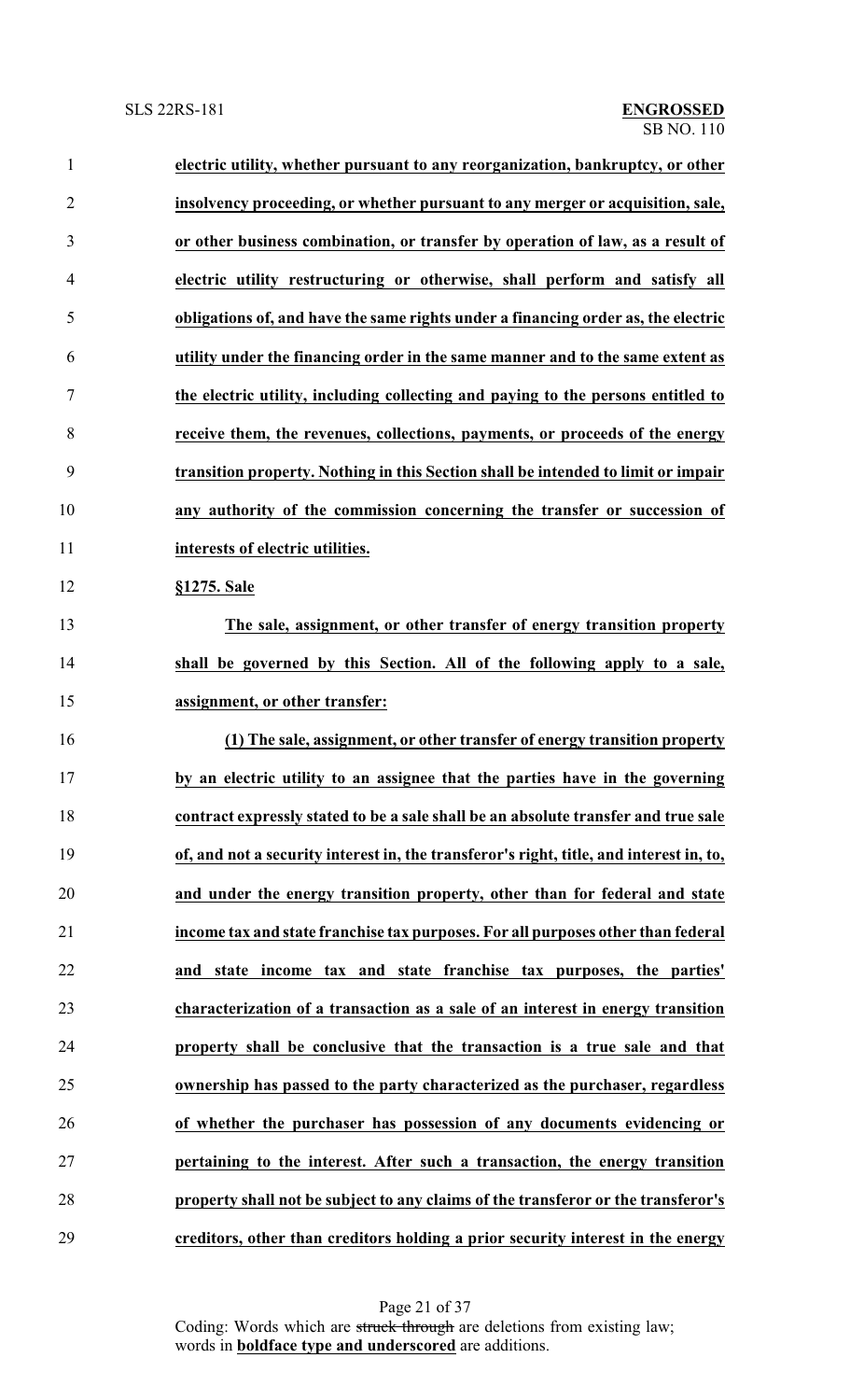**electric utility, whether pursuant to any reorganization, bankruptcy, or other insolvency proceeding, or whether pursuant to any merger or acquisition, sale, or other business combination, or transfer by operation of law, as a result of electric utility restructuring or otherwise, shall perform and satisfy all obligations of, and have the same rights under a financing order as, the electric utility under the financing order in the same manner and to the same extent as the electric utility, including collecting and paying to the persons entitled to receive them, the revenues, collections, payments, or proceeds of the energy transition property. Nothing in this Section shall be intended to limit or impair any authority of the commission concerning the transfer or succession of interests of electric utilities.**

**§1275. Sale**

**The sale, assignment, or other transfer of energy transition property shall be governed by this Section. All of the following apply to a sale, assignment, or other transfer:**

**(1) The sale, assignment, or other transfer of energy transition property by an electric utility to an assignee that the parties have in the governing contract expressly stated to be a sale shall be an absolute transfer and true sale of, and not a security interest in, the transferor's right, title, and interest in, to, and under the energy transition property, other than for federal and state income tax and state franchise tax purposes. For all purposes other than federal and state income tax and state franchise tax purposes, the parties' characterization of a transaction as a sale of an interest in energy transition property shall be conclusive that the transaction is a true sale and that ownership has passed to the party characterized as the purchaser, regardless of whether the purchaser has possession of any documents evidencing or pertaining to the interest. After such a transaction, the energy transition property shall not be subject to any claims of the transferor or the transferor's creditors, other than creditors holding a prior security interest in the energy**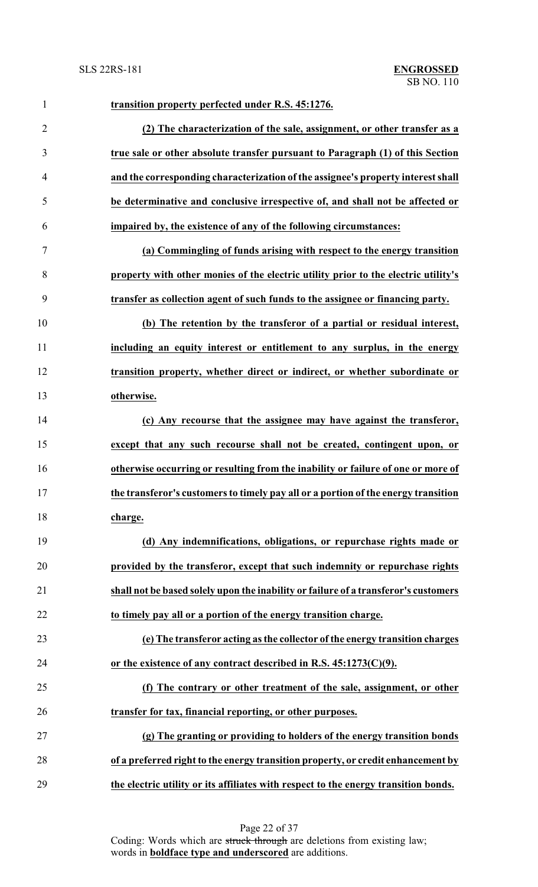**transition property perfected under R.S. 45:1276.**

**(2) The characterization of the sale, assignment, or other transfer as a true sale or other absolute transfer pursuant to Paragraph (1) of this Section and the corresponding characterization of the assignee's property interest shall be determinative and conclusive irrespective of, and shall not be affected or impaired by, the existence of any of the following circumstances:**

**(a) Commingling of funds arising with respect to the energy transition property with other monies of the electric utility prior to the electric utility's transfer as collection agent of such funds to the assignee or financing party.**

**(b) The retention by the transferor of a partial or residual interest, including an equity interest or entitlement to any surplus, in the energy transition property, whether direct or indirect, or whether subordinate or otherwise.**

**(c) Any recourse that the assignee may have against the transferor, except that any such recourse shall not be created, contingent upon, or otherwise occurring or resulting from the inability or failure of one or more of the transferor's customers to timely pay all or a portion of the energy transition charge.**

**(d) Any indemnifications, obligations, or repurchase rights made or provided by the transferor, except that such indemnity or repurchase rights shall not be based solely upon the inability or failure of a transferor's customers to timely pay all or a portion of the energy transition charge.**

**(e) The transferor acting as the collector of the energy transition charges or the existence of any contract described in R.S. 45:1273(C)(9).**

**(f) The contrary or other treatment of the sale, assignment, or other transfer for tax, financial reporting, or other purposes.**

**(g) The granting or providing to holders of the energy transition bonds of a preferred right to the energy transition property, or credit enhancement by the electric utility or its affiliates with respect to the energy transition bonds.**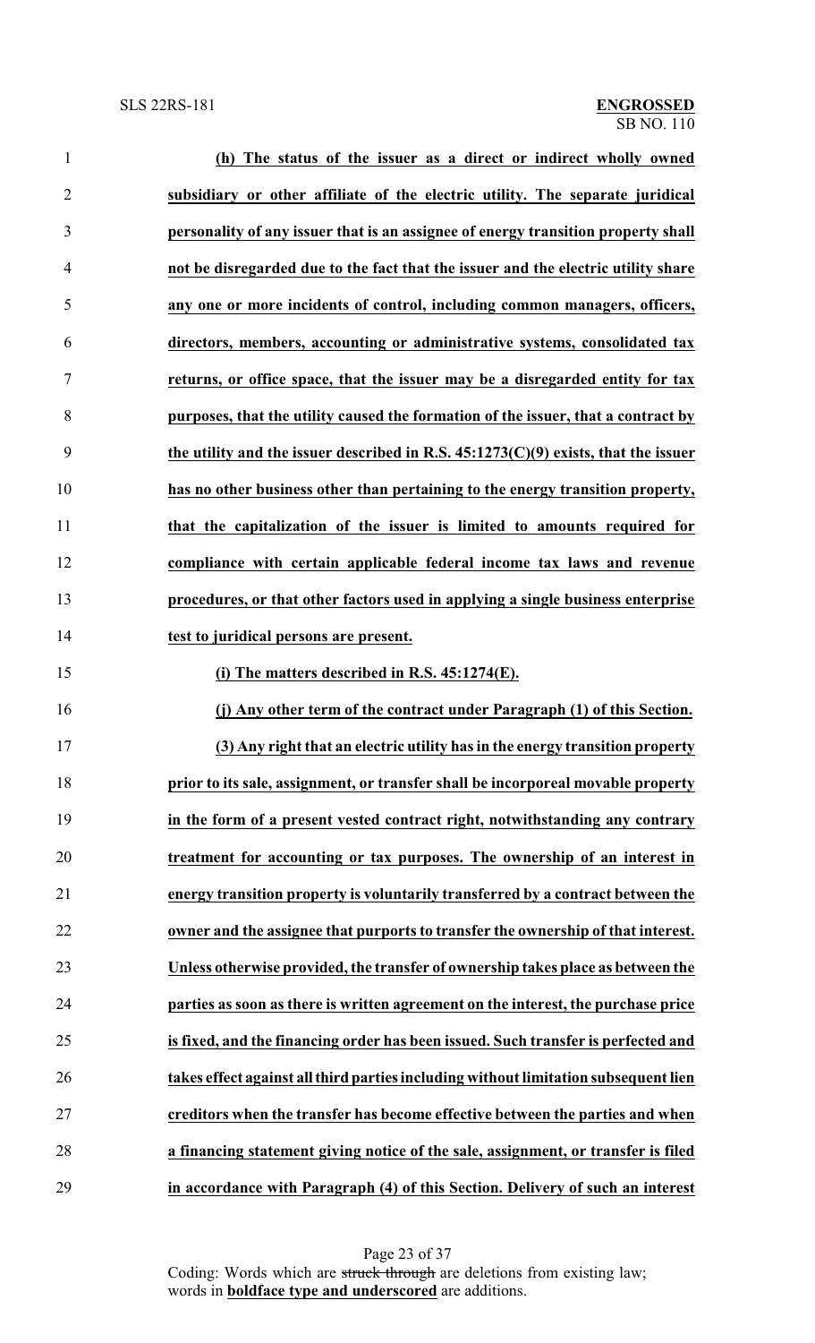**(h) The status of the issuer as a direct or indirect wholly owned subsidiary or other affiliate of the electric utility. The separate juridical personality of any issuer that is an assignee of energy transition property shall not be disregarded due to the fact that the issuer and the electric utility share any one or more incidents of control, including common managers, officers, directors, members, accounting or administrative systems, consolidated tax returns, or office space, that the issuer may be a disregarded entity for tax purposes, that the utility caused the formation of the issuer, that a contract by the utility and the issuer described in R.S. 45:1273(C)(9) exists, that the issuer has no other business other than pertaining to the energy transition property, that the capitalization of the issuer is limited to amounts required for compliance with certain applicable federal income tax laws and revenue procedures, or that other factors used in applying a single business enterprise test to juridical persons are present.**

**(i) The matters described in R.S. 45:1274(E).**

**(j) Any other term of the contract under Paragraph (1) of this Section.**

**(3) Any right that an electric utility has in the energy transition property prior to its sale, assignment, or transfer shall be incorporeal movable property in the form of a present vested contract right, notwithstanding any contrary treatment for accounting or tax purposes. The ownership of an interest in energy transition property is voluntarily transferred by a contract between the owner and the assignee that purports to transfer the ownership of that interest. Unless otherwise provided, the transfer of ownership takes place as between the parties as soon as there is written agreement on the interest, the purchase price is fixed, and the financing order has been issued. Such transfer is perfected and takes effect against all third parties including without limitation subsequent lien creditors when the transfer has become effective between the parties and when a financing statement giving notice of the sale, assignment, or transfer is filed in accordance with Paragraph (4) of this Section. Delivery of such an interest**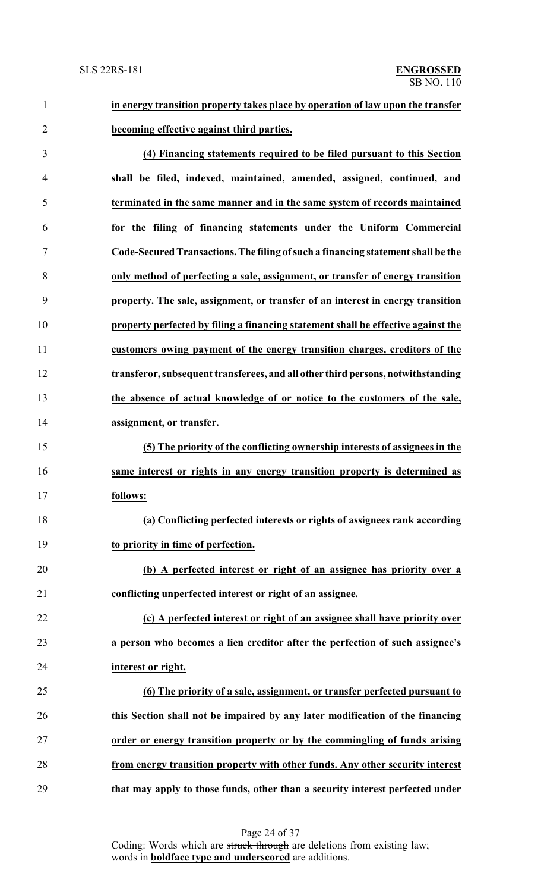**in energy transition property takes place by operation of law upon the transfer becoming effective against third parties.**

**(4) Financing statements required to be filed pursuant to this Section shall be filed, indexed, maintained, amended, assigned, continued, and terminated in the same manner and in the same system of records maintained for the filing of financing statements under the Uniform Commercial Code-Secured Transactions. The filing of such a financing statement shall be the only method of perfecting a sale, assignment, or transfer of energy transition property. The sale, assignment, or transfer of an interest in energy transition property perfected by filing a financing statement shall be effective against the customers owing payment of the energy transition charges, creditors of the transferor, subsequent transferees, and all other third persons, notwithstanding the absence of actual knowledge of or notice to the customers of the sale, assignment, or transfer.**

**(5) The priority of the conflicting ownership interests of assignees in the same interest or rights in any energy transition property is determined as follows:**

**(a) Conflicting perfected interests or rights of assignees rank according to priority in time of perfection.**

**(b) A perfected interest or right of an assignee has priority over a conflicting unperfected interest or right of an assignee.**

**(c) A perfected interest or right of an assignee shall have priority over a person who becomes a lien creditor after the perfection of such assignee's interest or right.**

**(6) The priority of a sale, assignment, or transfer perfected pursuant to this Section shall not be impaired by any later modification of the financing order or energy transition property or by the commingling of funds arising from energy transition property with other funds. Any other security interest that may apply to those funds, other than a security interest perfected under**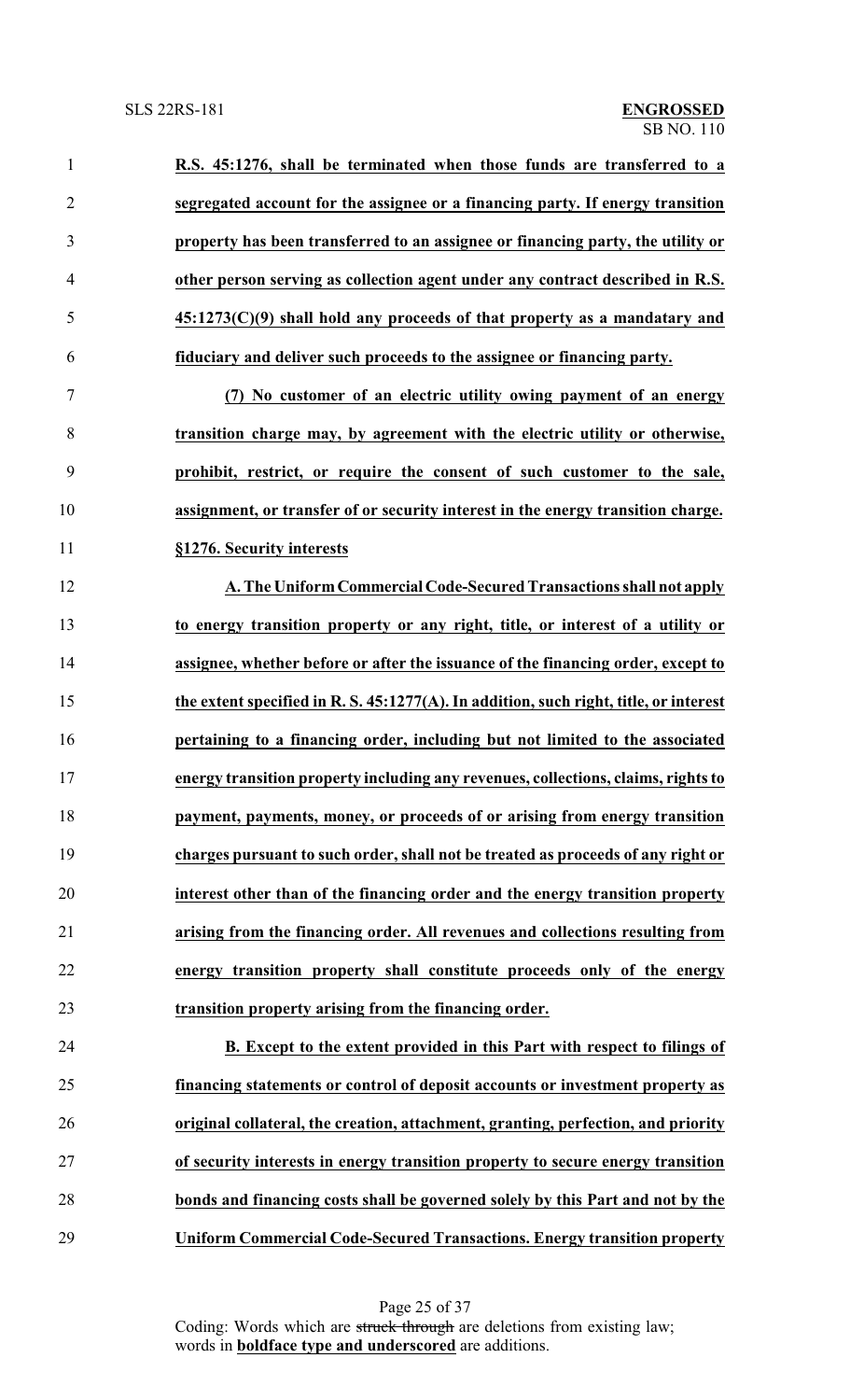**R.S. 45:1276, shall be terminated when those funds are transferred to a segregated account for the assignee or a financing party. If energy transition property has been transferred to an assignee or financing party, the utility or other person serving as collection agent under any contract described in R.S. 45:1273(C)(9) shall hold any proceeds of that property as a mandatary and fiduciary and deliver such proceeds to the assignee or financing party.**

**(7) No customer of an electric utility owing payment of an energy transition charge may, by agreement with the electric utility or otherwise, prohibit, restrict, or require the consent of such customer to the sale, assignment, or transfer of or security interest in the energy transition charge.**

**§1276. Security interests**

**A. The Uniform Commercial Code-Secured Transactions shall not apply to energy transition property or any right, title, or interest of a utility or assignee, whether before or after the issuance of the financing order, except to the extent specified in R. S. 45:1277(A). In addition, such right, title, or interest pertaining to a financing order, including but not limited to the associated energy transition property including any revenues, collections, claims, rights to payment, payments, money, or proceeds of or arising from energy transition charges pursuant to such order, shall not be treated as proceeds of any right or interest other than of the financing order and the energy transition property arising from the financing order. All revenues and collections resulting from energy transition property shall constitute proceeds only of the energy transition property arising from the financing order.**

**B. Except to the extent provided in this Part with respect to filings of financing statements or control of deposit accounts or investment property as original collateral, the creation, attachment, granting, perfection, and priority of security interests in energy transition property to secure energy transition bonds and financing costs shall be governed solely by this Part and not by the Uniform Commercial Code-Secured Transactions. Energy transition property**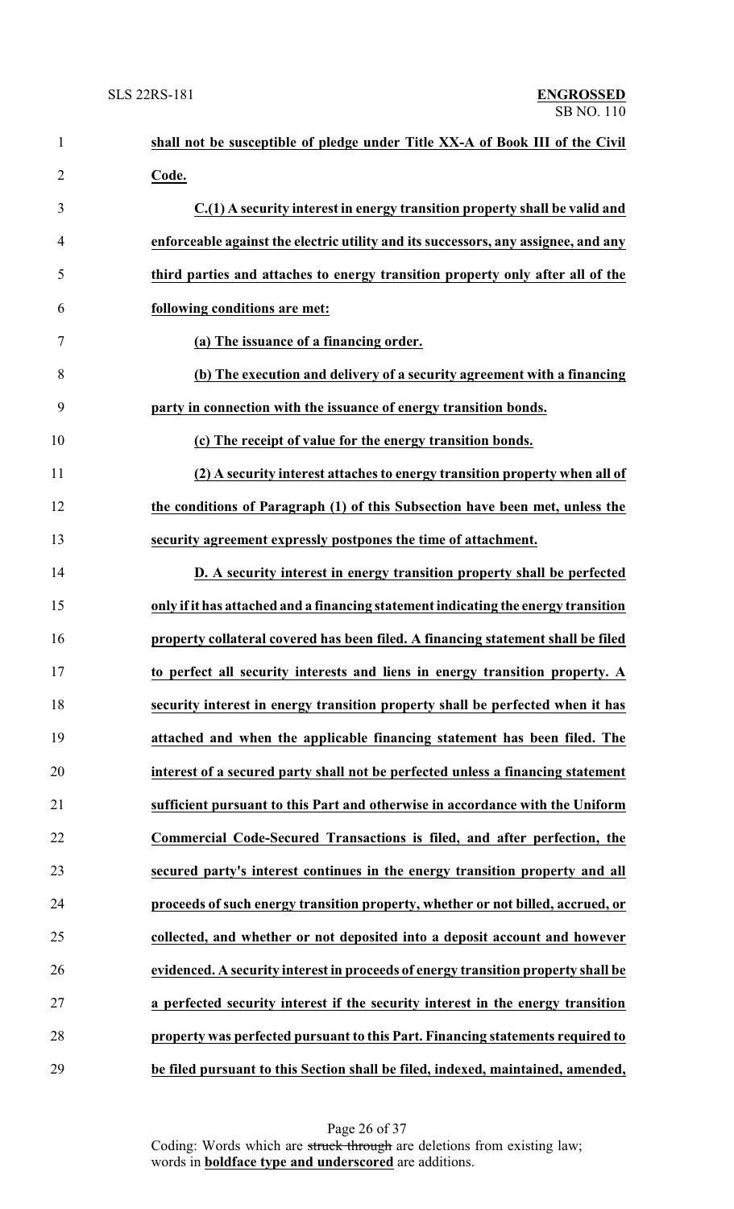**shall not be susceptible of pledge under Title XX-A of Book III of the Civil Code.**

**C.(1) A security interest in energy transition property shall be valid and enforceable against the electric utility and its successors, any assignee, and any third parties and attaches to energy transition property only after all of the following conditions are met:**

**(a) The issuance of a financing order.**

**(b) The execution and delivery of a security agreement with a financing party in connection with the issuance of energy transition bonds.**

**(c) The receipt of value for the energy transition bonds.**

**(2) A security interest attaches to energy transition property when all of the conditions of Paragraph (1) of this Subsection have been met, unless the security agreement expressly postpones the time of attachment.**

**D. A security interest in energy transition property shall be perfected only if it has attached and a financing statement indicating the energy transition property collateral covered has been filed. A financing statement shall be filed to perfect all security interests and liens in energy transition property. A security interest in energy transition property shall be perfected when it has attached and when the applicable financing statement has been filed. The interest of a secured party shall not be perfected unless a financing statement sufficient pursuant to this Part and otherwise in accordance with the Uniform Commercial Code-Secured Transactions is filed, and after perfection, the secured party's interest continues in the energy transition property and all proceeds of such energy transition property, whether or not billed, accrued, or collected, and whether or not deposited into a deposit account and however evidenced. A security interest in proceeds of energy transition property shall be a perfected security interest if the security interest in the energy transition property was perfected pursuant to this Part. Financing statements required to be filed pursuant to this Section shall be filed, indexed, maintained, amended,**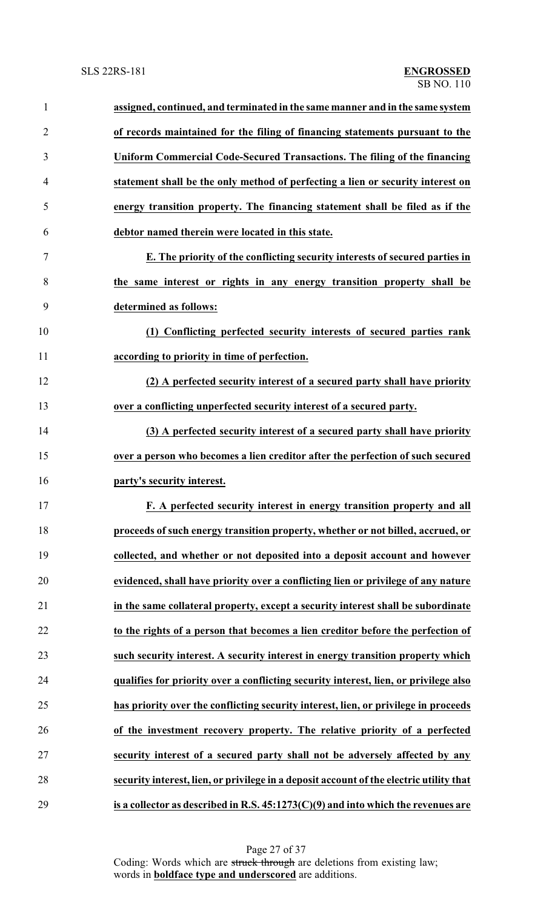**assigned, continued, and terminated in the same manner and in the same system of records maintained for the filing of financing statements pursuant to the Uniform Commercial Code-Secured Transactions. The filing of the financing statement shall be the only method of perfecting a lien or security interest on energy transition property. The financing statement shall be filed as if the debtor named therein were located in this state.**

**E. The priority of the conflicting security interests of secured parties in the same interest or rights in any energy transition property shall be determined as follows:**

**(1) Conflicting perfected security interests of secured parties rank according to priority in time of perfection.**

**(2) A perfected security interest of a secured party shall have priority over a conflicting unperfected security interest of a secured party.**

**(3) A perfected security interest of a secured party shall have priority over a person who becomes a lien creditor after the perfection of such secured party's security interest.**

**F. A perfected security interest in energy transition property and all proceeds of such energy transition property, whether or not billed, accrued, or collected, and whether or not deposited into a deposit account and however evidenced, shall have priority over a conflicting lien or privilege of any nature in the same collateral property, except a security interest shall be subordinate to the rights of a person that becomes a lien creditor before the perfection of such security interest. A security interest in energy transition property which qualifies for priority over a conflicting security interest, lien, or privilege also has priority over the conflicting security interest, lien, or privilege in proceeds of the investment recovery property. The relative priority of a perfected security interest of a secured party shall not be adversely affected by any security interest, lien, or privilege in a deposit account of the electric utility that is a collector as described in R.S. 45:1273(C)(9) and into which the revenues are**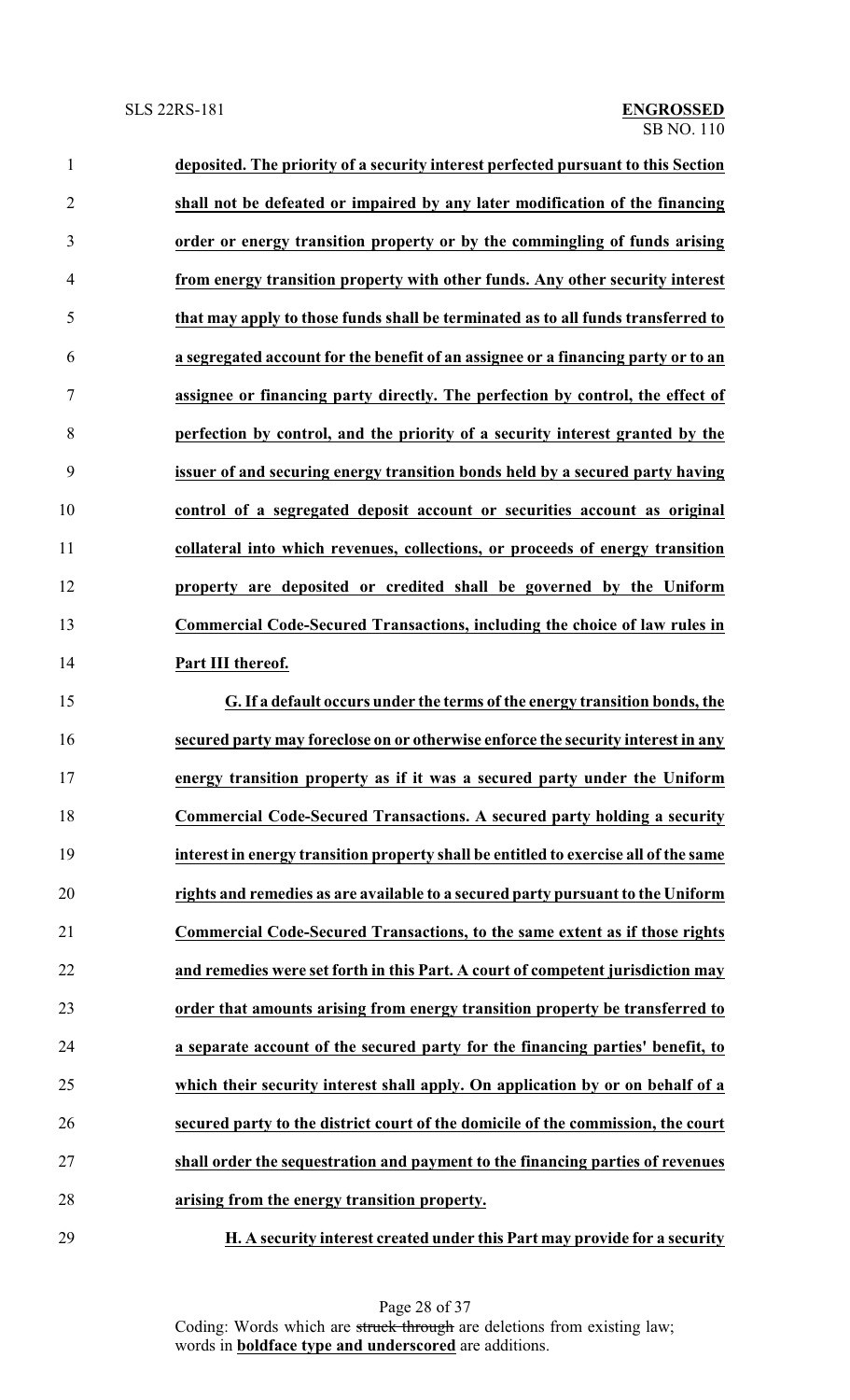**deposited. The priority of a security interest perfected pursuant to this Section shall not be defeated or impaired by any later modification of the financing order or energy transition property or by the commingling of funds arising from energy transition property with other funds. Any other security interest that may apply to those funds shall be terminated as to all funds transferred to a segregated account for the benefit of an assignee or a financing party or to an assignee or financing party directly. The perfection by control, the effect of perfection by control, and the priority of a security interest granted by the issuer of and securing energy transition bonds held by a secured party having control of a segregated deposit account or securities account as original collateral into which revenues, collections, or proceeds of energy transition property are deposited or credited shall be governed by the Uniform Commercial Code-Secured Transactions, including the choice of law rules in Part III thereof.**

**G. If a default occurs under the terms of the energy transition bonds, the secured party may foreclose on or otherwise enforce the security interest in any energy transition property as if it was a secured party under the Uniform Commercial Code-Secured Transactions. A secured party holding a security interest in energy transition property shall be entitled to exercise all of the same rights and remedies as are available to a secured party pursuant to the Uniform Commercial Code-Secured Transactions, to the same extent as if those rights and remedies were set forth in this Part. A court of competent jurisdiction may order that amounts arising from energy transition property be transferred to a separate account of the secured party for the financing parties' benefit, to which their security interest shall apply. On application by or on behalf of a secured party to the district court of the domicile of the commission, the court shall order the sequestration and payment to the financing parties of revenues arising from the energy transition property.**

**H. A security interest created under this Part may provide for a security**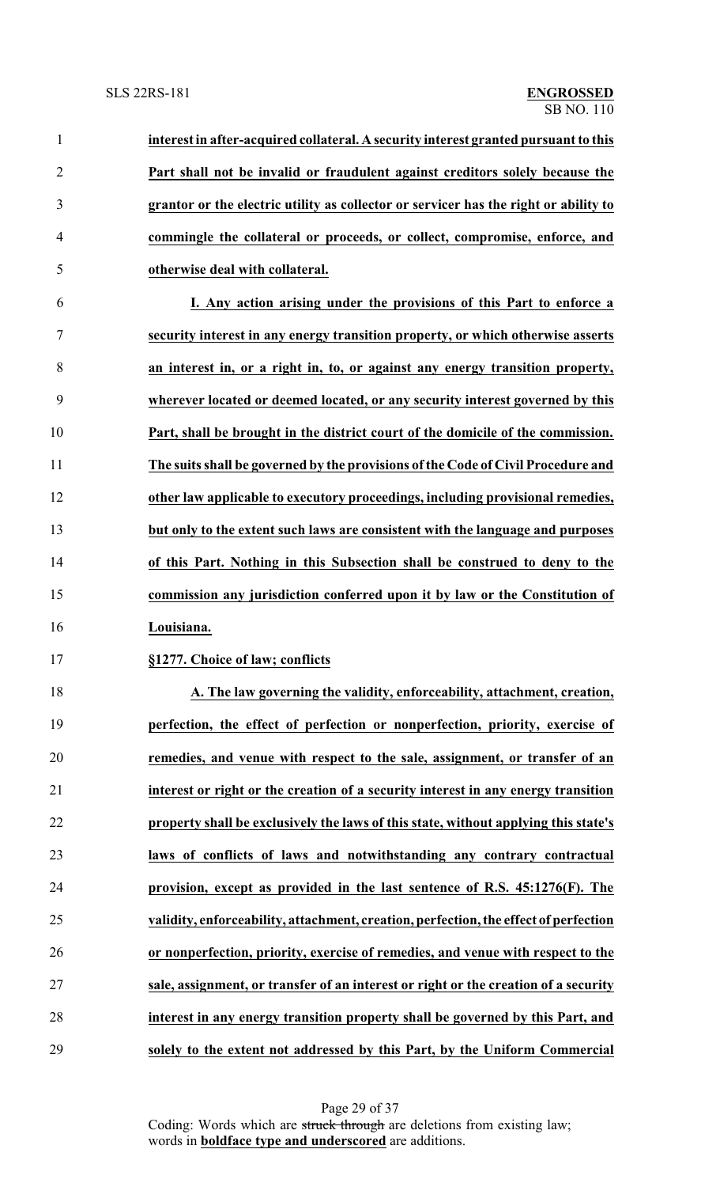**interest in after-acquired collateral. A security interest granted pursuant to this Part shall not be invalid or fraudulent against creditors solely because the grantor or the electric utility as collector or servicer has the right or ability to commingle the collateral or proceeds, or collect, compromise, enforce, and otherwise deal with collateral.**

**I. Any action arising under the provisions of this Part to enforce a security interest in any energy transition property, or which otherwise asserts an interest in, or a right in, to, or against any energy transition property, wherever located or deemed located, or any security interest governed by this Part, shall be brought in the district court of the domicile of the commission. The suits shall be governed by the provisions of the Code of Civil Procedure and other law applicable to executory proceedings, including provisional remedies, but only to the extent such laws are consistent with the language and purposes of this Part. Nothing in this Subsection shall be construed to deny to the commission any jurisdiction conferred upon it by law or the Constitution of Louisiana.**

**§1277. Choice of law; conflicts**

**A. The law governing the validity, enforceability, attachment, creation, perfection, the effect of perfection or nonperfection, priority, exercise of remedies, and venue with respect to the sale, assignment, or transfer of an interest or right or the creation of a security interest in any energy transition property shall be exclusively the laws of this state, without applying this state's laws of conflicts of laws and notwithstanding any contrary contractual provision, except as provided in the last sentence of R.S. 45:1276(F). The validity, enforceability, attachment, creation, perfection, the effect of perfection or nonperfection, priority, exercise of remedies, and venue with respect to the sale, assignment, or transfer of an interest or right or the creation of a security interest in any energy transition property shall be governed by this Part, and solely to the extent not addressed by this Part, by the Uniform Commercial**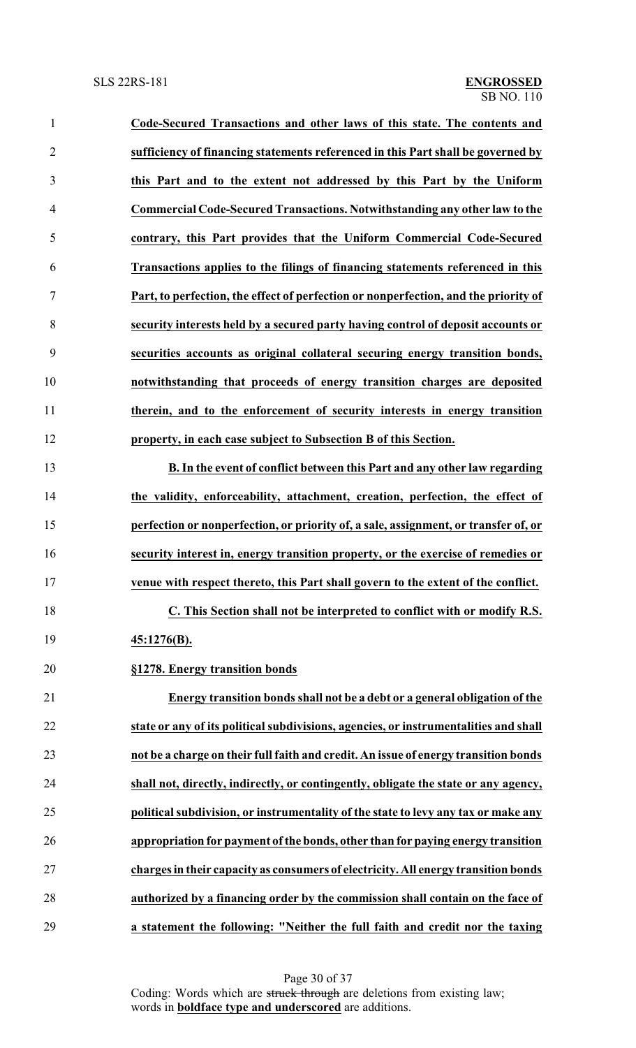**Code-Secured Transactions and other laws of this state. The contents and sufficiency of financing statements referenced in this Part shall be governed by this Part and to the extent not addressed by this Part by the Uniform Commercial Code-Secured Transactions. Notwithstanding any other law to the contrary, this Part provides that the Uniform Commercial Code-Secured Transactions applies to the filings of financing statements referenced in this Part, to perfection, the effect of perfection or nonperfection, and the priority of security interests held by a secured party having control of deposit accounts or securities accounts as original collateral securing energy transition bonds, notwithstanding that proceeds of energy transition charges are deposited therein, and to the enforcement of security interests in energy transition property, in each case subject to Subsection B of this Section.**

**B. In the event of conflict between this Part and any other law regarding the validity, enforceability, attachment, creation, perfection, the effect of perfection or nonperfection, or priority of, a sale, assignment, or transfer of, or security interest in, energy transition property, or the exercise of remedies or venue with respect thereto, this Part shall govern to the extent of the conflict.**

**C. This Section shall not be interpreted to conflict with or modify R.S. 45:1276(B).**

**§1278. Energy transition bonds**

**Energy transition bonds shall not be a debt or a general obligation of the state or any of its political subdivisions, agencies, or instrumentalities and shall not be a charge on their full faith and credit. An issue of energy transition bonds shall not, directly, indirectly, or contingently, obligate the state or any agency, political subdivision, or instrumentality of the state to levy any tax or make any appropriation for payment of the bonds, other than for paying energy transition charges in their capacity as consumers of electricity. All energy transition bonds authorized by a financing order by the commission shall contain on the face of a statement the following: "Neither the full faith and credit nor the taxing**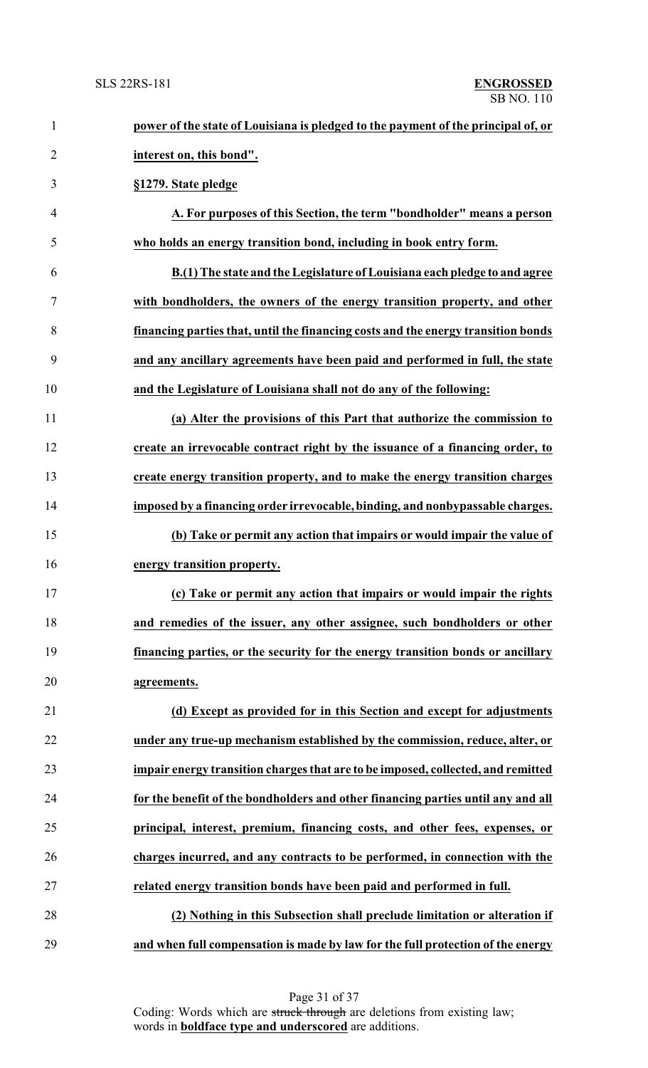**power of the state of Louisiana is pledged to the payment of the principal of, or interest on, this bond".**

**§1279. State pledge**

**A. For purposes of this Section, the term "bondholder" means a person who holds an energy transition bond, including in book entry form.**

**B.(1) The state and the Legislature of Louisiana each pledge to and agree with bondholders, the owners of the energy transition property, and other financing parties that, until the financing costs and the energy transition bonds and any ancillary agreements have been paid and performed in full, the state and the Legislature of Louisiana shall not do any of the following:**

**(a) Alter the provisions of this Part that authorize the commission to create an irrevocable contract right by the issuance of a financing order, to create energy transition property, and to make the energy transition charges imposed by a financing order irrevocable, binding, and nonbypassable charges.**

**(b) Take or permit any action that impairs or would impair the value of energy transition property.**

**(c) Take or permit any action that impairs or would impair the rights and remedies of the issuer, any other assignee, such bondholders or other financing parties, or the security for the energy transition bonds or ancillary agreements.**

**(d) Except as provided for in this Section and except for adjustments under any true-up mechanism established by the commission, reduce, alter, or impair energy transition charges that are to be imposed, collected, and remitted for the benefit of the bondholders and other financing parties until any and all principal, interest, premium, financing costs, and other fees, expenses, or charges incurred, and any contracts to be performed, in connection with the related energy transition bonds have been paid and performed in full.**

**(2) Nothing in this Subsection shall preclude limitation or alteration if and when full compensation is made by law for the full protection of the energy**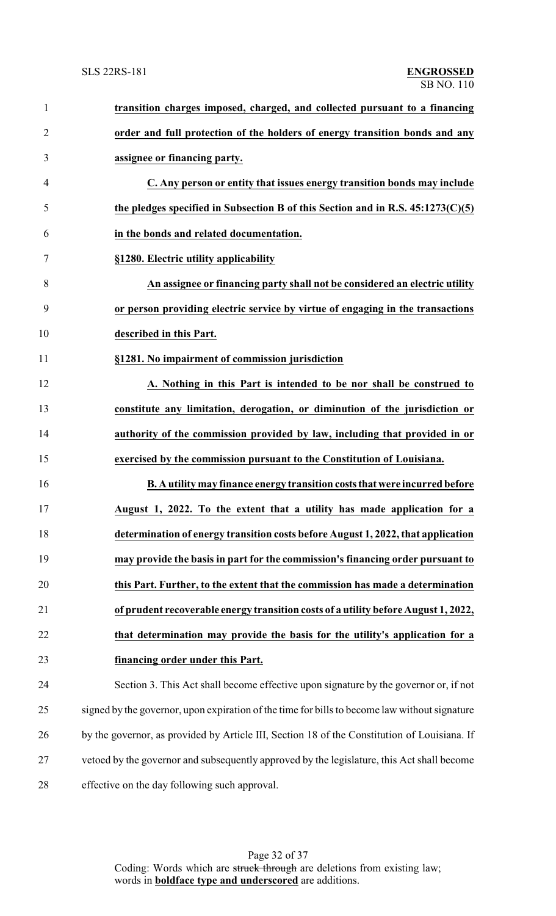**transition charges imposed, charged, and collected pursuant to a financing order and full protection of the holders of energy transition bonds and any assignee or financing party.**

**C. Any person or entity that issues energy transition bonds may include the pledges specified in Subsection B of this Section and in R.S. 45:1273(C)(5) in the bonds and related documentation.**

**§1280. Electric utility applicability**

**An assignee or financing party shall not be considered an electric utility or person providing electric service by virtue of engaging in the transactions described in this Part.**

**§1281. No impairment of commission jurisdiction**

**A. Nothing in this Part is intended to be nor shall be construed to constitute any limitation, derogation, or diminution of the jurisdiction or authority of the commission provided by law, including that provided in or exercised by the commission pursuant to the Constitution of Louisiana.**

**B. A utility may finance energy transition costs that were incurred before August 1, 2022. To the extent that a utility has made application for a determination of energy transition costs before August 1, 2022, that application may provide the basis in part for the commission's financing order pursuant to this Part. Further, to the extent that the commission has made a determination of prudent recoverable energy transition costs of a utility before August 1, 2022, that determination may provide the basis for the utility's application for a financing order under this Part.**

Section 3. This Act shall become effective upon signature by the governor or, if not signed by the governor, upon expiration of the time for bills to become law without signature by the governor, as provided by Article III, Section 18 of the Constitution of Louisiana. If vetoed by the governor and subsequently approved by the legislature, this Act shall become effective on the day following such approval.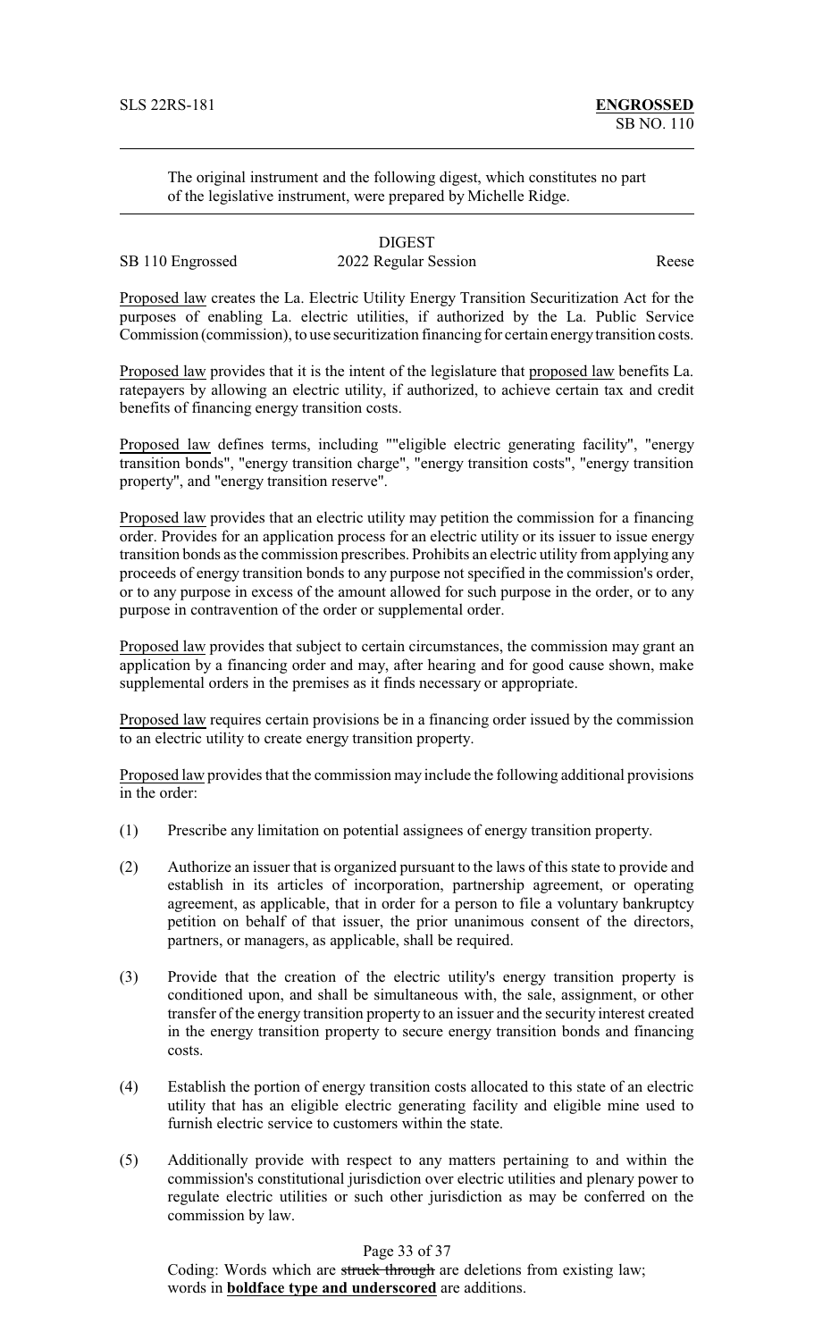SLS 22RS-181 **ENGROSSED**
SB NO. 110

The original instrument and the following digest, which constitutes no part of the legislative instrument, were prepared by Michelle Ridge.

DIGEST

SB 110 Engrossed 2022 Regular Session Reese

Proposed law creates the La. Electric Utility Energy Transition Securitization Act for the purposes of enabling La. electric utilities, if authorized by the La. Public Service Commission (commission), to use securitization financing for certain energy transition costs.

Proposed law provides that it is the intent of the legislature that proposed law benefits La. ratepayers by allowing an electric utility, if authorized, to achieve certain tax and credit benefits of financing energy transition costs.

Proposed law defines terms, including ""eligible electric generating facility", "energy transition bonds", "energy transition charge", "energy transition costs", "energy transition property", and "energy transition reserve".

Proposed law provides that an electric utility may petition the commission for a financing order. Provides for an application process for an electric utility or its issuer to issue energy transition bonds as the commission prescribes. Prohibits an electric utility from applying any proceeds of energy transition bonds to any purpose not specified in the commission's order, or to any purpose in excess of the amount allowed for such purpose in the order, or to any purpose in contravention of the order or supplemental order.

Proposed law provides that subject to certain circumstances, the commission may grant an application by a financing order and may, after hearing and for good cause shown, make supplemental orders in the premises as it finds necessary or appropriate.

Proposed law requires certain provisions be in a financing order issued by the commission to an electric utility to create energy transition property.

Proposed law provides that the commission may include the following additional provisions in the order:

(1) Prescribe any limitation on potential assignees of energy transition property.

(2) Authorize an issuer that is organized pursuant to the laws of this state to provide and establish in its articles of incorporation, partnership agreement, or operating agreement, as applicable, that in order for a person to file a voluntary bankruptcy petition on behalf of that issuer, the prior unanimous consent of the directors, partners, or managers, as applicable, shall be required.

(3) Provide that the creation of the electric utility's energy transition property is conditioned upon, and shall be simultaneous with, the sale, assignment, or other transfer of the energy transition property to an issuer and the security interest created in the energy transition property to secure energy transition bonds and financing costs.

(4) Establish the portion of energy transition costs allocated to this state of an electric utility that has an eligible electric generating facility and eligible mine used to furnish electric service to customers within the state.

(5) Additionally provide with respect to any matters pertaining to and within the commission's constitutional jurisdiction over electric utilities and plenary power to regulate electric utilities or such other jurisdiction as may be conferred on the commission by law.

Coding: Words which are ~~struck through~~ are deletions from existing law; words in **boldface type and underscored** are additions.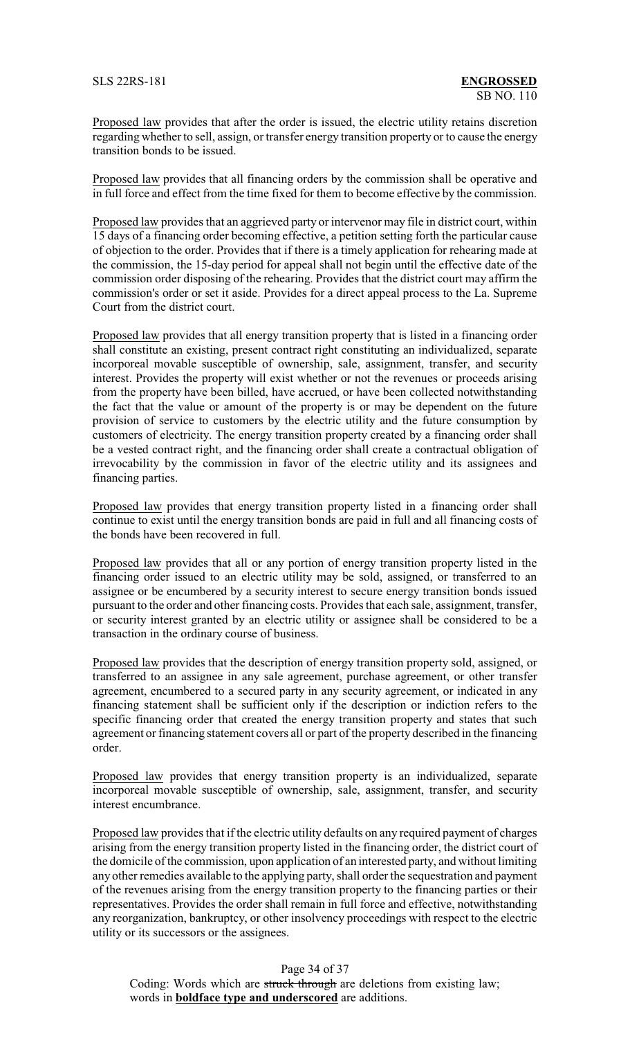Proposed law provides that after the order is issued, the electric utility retains discretion regarding whether to sell, assign, or transfer energy transition property or to cause the energy transition bonds to be issued.

Proposed law provides that all financing orders by the commission shall be operative and in full force and effect from the time fixed for them to become effective by the commission.

Proposed law provides that an aggrieved party or intervenor may file in district court, within 15 days of a financing order becoming effective, a petition setting forth the particular cause of objection to the order. Provides that if there is a timely application for rehearing made at the commission, the 15-day period for appeal shall not begin until the effective date of the commission order disposing of the rehearing. Provides that the district court may affirm the commission's order or set it aside. Provides for a direct appeal process to the La. Supreme Court from the district court.

Proposed law provides that all energy transition property that is listed in a financing order shall constitute an existing, present contract right constituting an individualized, separate incorporeal movable susceptible of ownership, sale, assignment, transfer, and security interest. Provides the property will exist whether or not the revenues or proceeds arising from the property have been billed, have accrued, or have been collected notwithstanding the fact that the value or amount of the property is or may be dependent on the future provision of service to customers by the electric utility and the future consumption by customers of electricity. The energy transition property created by a financing order shall be a vested contract right, and the financing order shall create a contractual obligation of irrevocability by the commission in favor of the electric utility and its assignees and financing parties.

Proposed law provides that energy transition property listed in a financing order shall continue to exist until the energy transition bonds are paid in full and all financing costs of the bonds have been recovered in full.

Proposed law provides that all or any portion of energy transition property listed in the financing order issued to an electric utility may be sold, assigned, or transferred to an assignee or be encumbered by a security interest to secure energy transition bonds issued pursuant to the order and other financing costs. Provides that each sale, assignment, transfer, or security interest granted by an electric utility or assignee shall be considered to be a transaction in the ordinary course of business.

Proposed law provides that the description of energy transition property sold, assigned, or transferred to an assignee in any sale agreement, purchase agreement, or other transfer agreement, encumbered to a secured party in any security agreement, or indicated in any financing statement shall be sufficient only if the description or indiction refers to the specific financing order that created the energy transition property and states that such agreement or financing statement covers all or part of the property described in the financing order.

Proposed law provides that energy transition property is an individualized, separate incorporeal movable susceptible of ownership, sale, assignment, transfer, and security interest encumbrance.

Proposed law provides that if the electric utility defaults on any required payment of charges arising from the energy transition property listed in the financing order, the district court of the domicile of the commission, upon application of an interested party, and without limiting any other remedies available to the applying party, shall order the sequestration and payment of the revenues arising from the energy transition property to the financing parties or their representatives. Provides the order shall remain in full force and effective, notwithstanding any reorganization, bankruptcy, or other insolvency proceedings with respect to the electric utility or its successors or the assignees.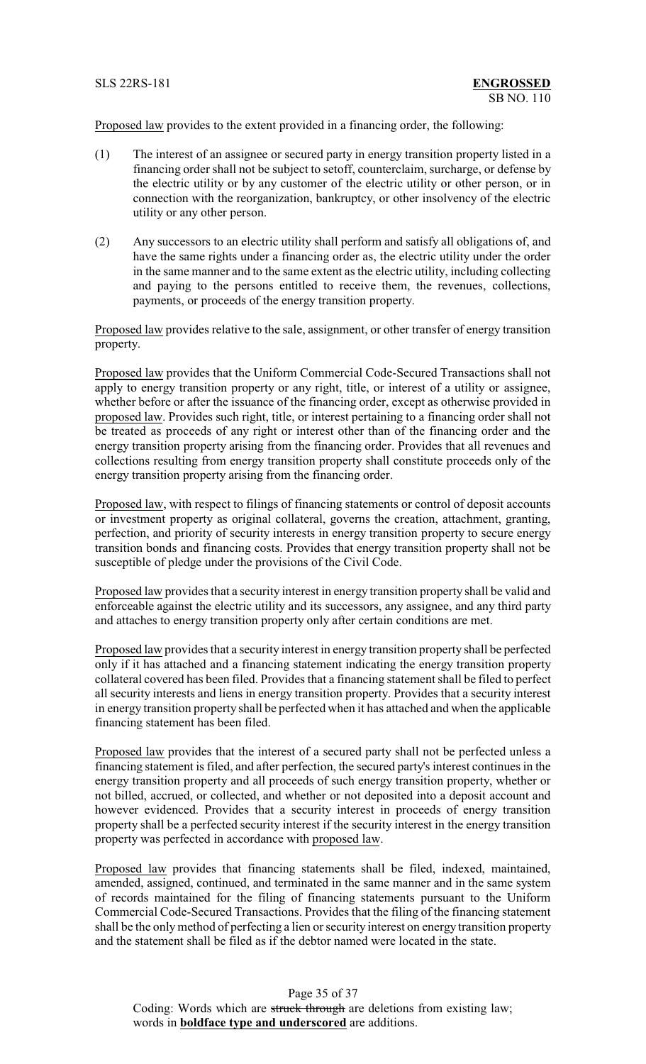Proposed law provides to the extent provided in a financing order, the following:

(1) The interest of an assignee or secured party in energy transition property listed in a financing order shall not be subject to setoff, counterclaim, surcharge, or defense by the electric utility or by any customer of the electric utility or other person, or in connection with the reorganization, bankruptcy, or other insolvency of the electric utility or any other person.

(2) Any successors to an electric utility shall perform and satisfy all obligations of, and have the same rights under a financing order as, the electric utility under the order in the same manner and to the same extent as the electric utility, including collecting and paying to the persons entitled to receive them, the revenues, collections, payments, or proceeds of the energy transition property.

Proposed law provides relative to the sale, assignment, or other transfer of energy transition property.

Proposed law provides that the Uniform Commercial Code-Secured Transactions shall not apply to energy transition property or any right, title, or interest of a utility or assignee, whether before or after the issuance of the financing order, except as otherwise provided in proposed law. Provides such right, title, or interest pertaining to a financing order shall not be treated as proceeds of any right or interest other than of the financing order and the energy transition property arising from the financing order. Provides that all revenues and collections resulting from energy transition property shall constitute proceeds only of the energy transition property arising from the financing order.

Proposed law, with respect to filings of financing statements or control of deposit accounts or investment property as original collateral, governs the creation, attachment, granting, perfection, and priority of security interests in energy transition property to secure energy transition bonds and financing costs. Provides that energy transition property shall not be susceptible of pledge under the provisions of the Civil Code.

Proposed law provides that a security interest in energy transition property shall be valid and enforceable against the electric utility and its successors, any assignee, and any third party and attaches to energy transition property only after certain conditions are met.

Proposed law provides that a security interest in energy transition property shall be perfected only if it has attached and a financing statement indicating the energy transition property collateral covered has been filed. Provides that a financing statement shall be filed to perfect all security interests and liens in energy transition property. Provides that a security interest in energy transition property shall be perfected when it has attached and when the applicable financing statement has been filed.

Proposed law provides that the interest of a secured party shall not be perfected unless a financing statement is filed, and after perfection, the secured party's interest continues in the energy transition property and all proceeds of such energy transition property, whether or not billed, accrued, or collected, and whether or not deposited into a deposit account and however evidenced. Provides that a security interest in proceeds of energy transition property shall be a perfected security interest if the security interest in the energy transition property was perfected in accordance with proposed law.

Proposed law provides that financing statements shall be filed, indexed, maintained, amended, assigned, continued, and terminated in the same manner and in the same system of records maintained for the filing of financing statements pursuant to the Uniform Commercial Code-Secured Transactions. Provides that the filing of the financing statement shall be the only method of perfecting a lien or security interest on energy transition property and the statement shall be filed as if the debtor named were located in the state.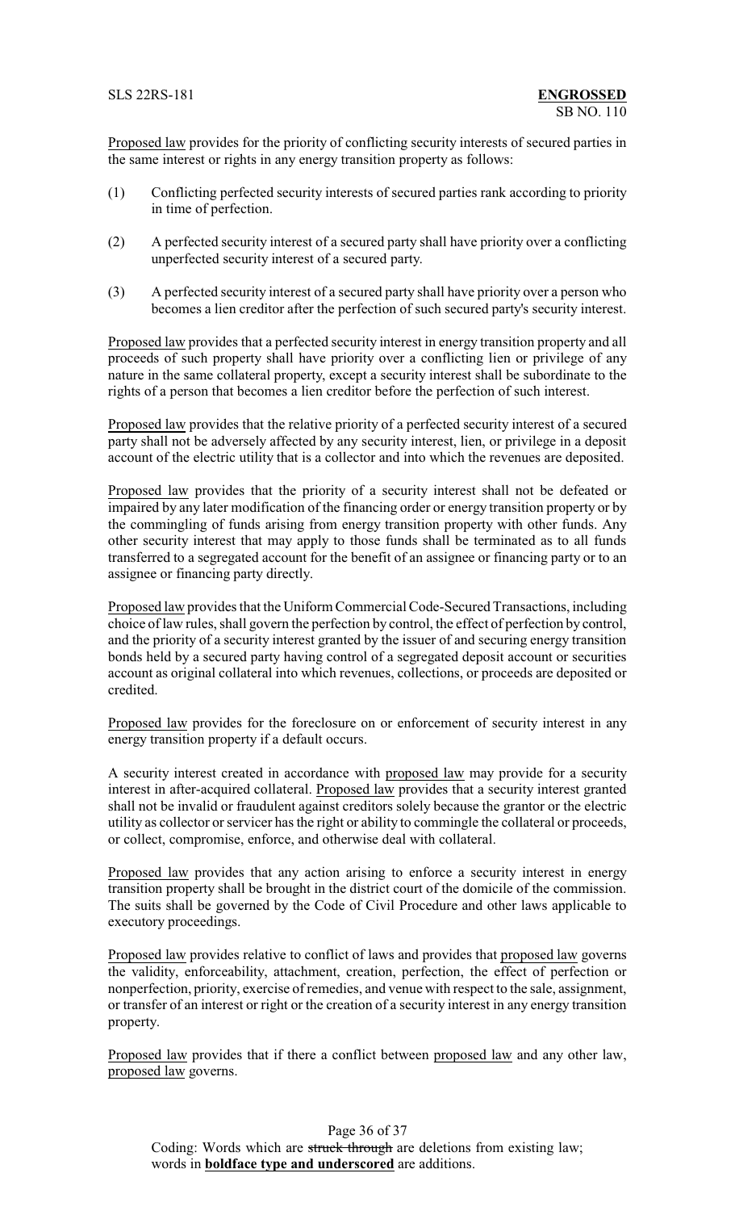Proposed law provides for the priority of conflicting security interests of secured parties in the same interest or rights in any energy transition property as follows:

(1) Conflicting perfected security interests of secured parties rank according to priority in time of perfection.

(2) A perfected security interest of a secured party shall have priority over a conflicting unperfected security interest of a secured party.

(3) A perfected security interest of a secured party shall have priority over a person who becomes a lien creditor after the perfection of such secured party's security interest.

Proposed law provides that a perfected security interest in energy transition property and all proceeds of such property shall have priority over a conflicting lien or privilege of any nature in the same collateral property, except a security interest shall be subordinate to the rights of a person that becomes a lien creditor before the perfection of such interest.

Proposed law provides that the relative priority of a perfected security interest of a secured party shall not be adversely affected by any security interest, lien, or privilege in a deposit account of the electric utility that is a collector and into which the revenues are deposited.

Proposed law provides that the priority of a security interest shall not be defeated or impaired by any later modification of the financing order or energy transition property or by the commingling of funds arising from energy transition property with other funds. Any other security interest that may apply to those funds shall be terminated as to all funds transferred to a segregated account for the benefit of an assignee or financing party or to an assignee or financing party directly.

Proposed law provides that the Uniform Commercial Code-Secured Transactions, including choice of law rules, shall govern the perfection by control, the effect of perfection by control, and the priority of a security interest granted by the issuer of and securing energy transition bonds held by a secured party having control of a segregated deposit account or securities account as original collateral into which revenues, collections, or proceeds are deposited or credited.

Proposed law provides for the foreclosure on or enforcement of security interest in any energy transition property if a default occurs.

A security interest created in accordance with proposed law may provide for a security interest in after-acquired collateral. Proposed law provides that a security interest granted shall not be invalid or fraudulent against creditors solely because the grantor or the electric utility as collector or servicer has the right or ability to commingle the collateral or proceeds, or collect, compromise, enforce, and otherwise deal with collateral.

Proposed law provides that any action arising to enforce a security interest in energy transition property shall be brought in the district court of the domicile of the commission. The suits shall be governed by the Code of Civil Procedure and other laws applicable to executory proceedings.

Proposed law provides relative to conflict of laws and provides that proposed law governs the validity, enforceability, attachment, creation, perfection, the effect of perfection or nonperfection, priority, exercise of remedies, and venue with respect to the sale, assignment, or transfer of an interest or right or the creation of a security interest in any energy transition property.

Proposed law provides that if there a conflict between proposed law and any other law, proposed law governs.

Coding: Words which are ~~struck through~~ are deletions from existing law; words in **boldface type and underscored** are additions.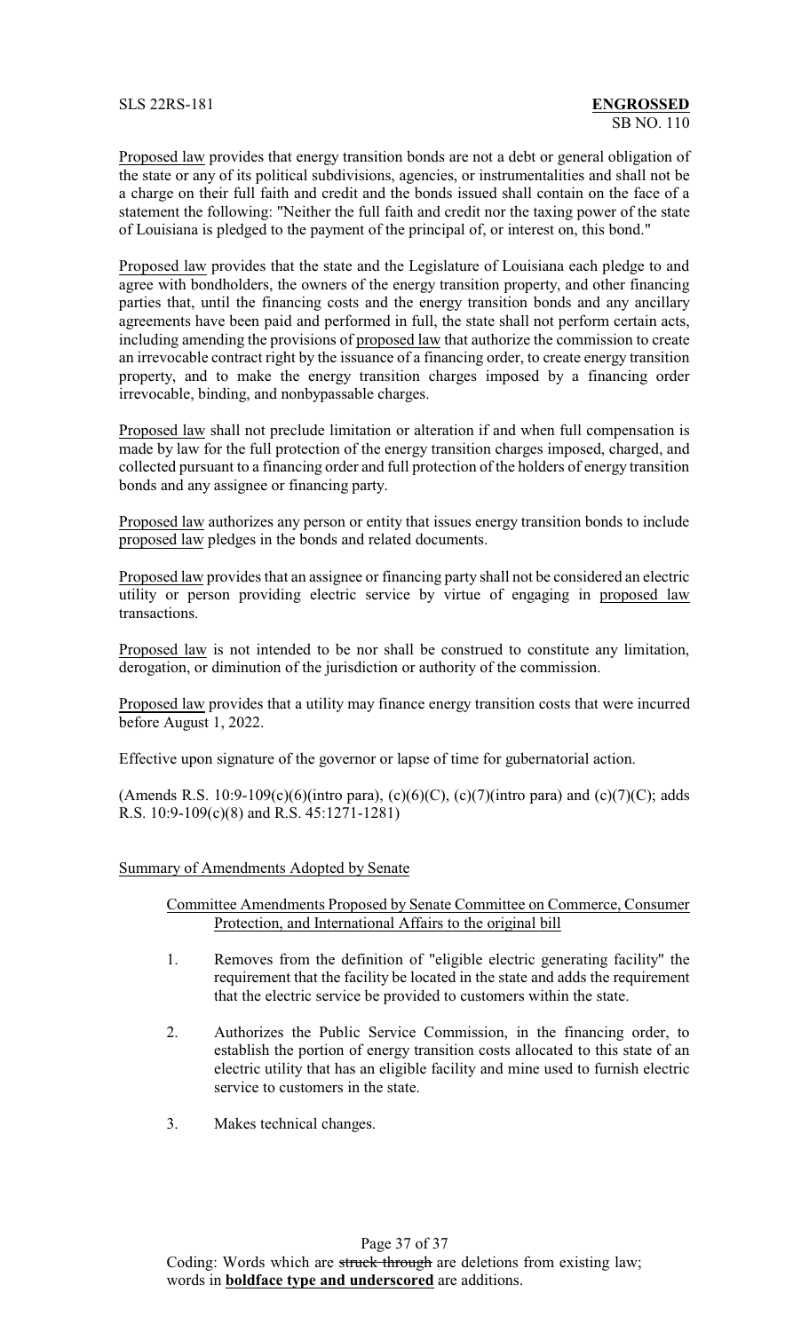<u>Proposed law</u> provides that energy transition bonds are not a debt or general obligation of the state or any of its political subdivisions, agencies, or instrumentalities and shall not be a charge on their full faith and credit and the bonds issued shall contain on the face of a statement the following: "Neither the full faith and credit nor the taxing power of the state of Louisiana is pledged to the payment of the principal of, or interest on, this bond."

<u>Proposed law</u> provides that the state and the Legislature of Louisiana each pledge to and agree with bondholders, the owners of the energy transition property, and other financing parties that, until the financing costs and the energy transition bonds and any ancillary agreements have been paid and performed in full, the state shall not perform certain acts, including amending the provisions of <u>proposed law</u> that authorize the commission to create an irrevocable contract right by the issuance of a financing order, to create energy transition property, and to make the energy transition charges imposed by a financing order irrevocable, binding, and nonbypassable charges.

<u>Proposed law</u> shall not preclude limitation or alteration if and when full compensation is made by law for the full protection of the energy transition charges imposed, charged, and collected pursuant to a financing order and full protection of the holders of energy transition bonds and any assignee or financing party.

<u>Proposed law</u> authorizes any person or entity that issues energy transition bonds to include <u>proposed law</u> pledges in the bonds and related documents.

<u>Proposed law</u> provides that an assignee or financing party shall not be considered an electric utility or person providing electric service by virtue of engaging in <u>proposed law</u> transactions.

<u>Proposed law</u> is not intended to be nor shall be construed to constitute any limitation, derogation, or diminution of the jurisdiction or authority of the commission.

<u>Proposed law</u> provides that a utility may finance energy transition costs that were incurred before August 1, 2022.

Effective upon signature of the governor or lapse of time for gubernatorial action.

(Amends R.S. 10:9-109(c)(6)(intro para), (c)(6)(C), (c)(7)(intro para) and (c)(7)(C); adds R.S. 10:9-109(c)(8) and R.S. 45:1271-1281)

<u>Summary of Amendments Adopted by Senate</u>

<u>Committee Amendments Proposed by Senate Committee on Commerce, Consumer Protection, and International Affairs to the original bill</u>

1. Removes from the definition of "eligible electric generating facility" the requirement that the facility be located in the state and adds the requirement that the electric service be provided to customers within the state.

2. Authorizes the Public Service Commission, in the financing order, to establish the portion of energy transition costs allocated to this state of an electric utility that has an eligible facility and mine used to furnish electric service to customers in the state.

3. Makes technical changes.